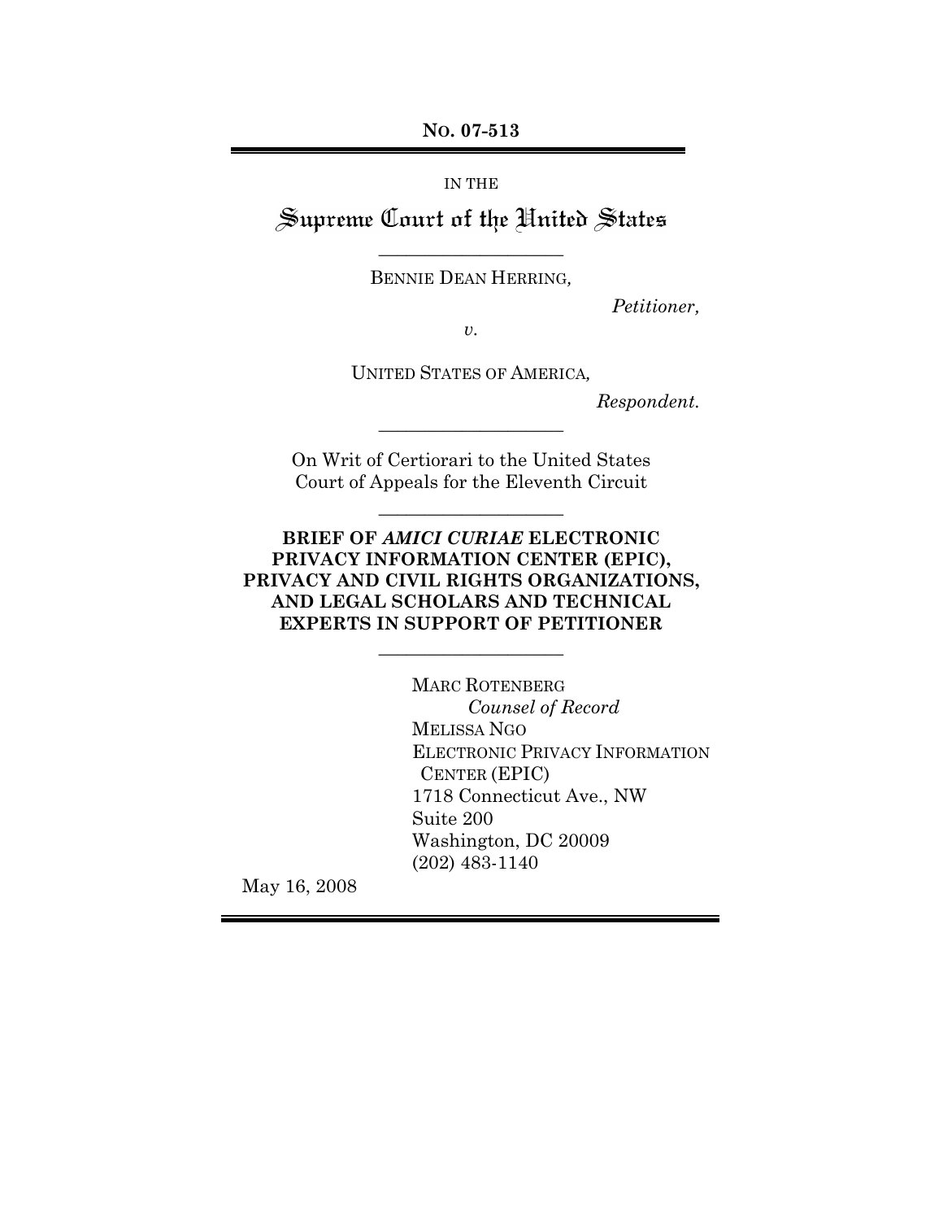**No. 07-513**

IN THE

# Supreme Court of the United States

---

BENNIE DEAN HERRING,

*Petitioner,*

*v.*

UNITED STATES OF AMERICA,

*Respondent.*

---

On Writ of Certiorari to the United States Court of Appeals for the Eleventh Circuit

---

**BRIEF OF *AMICI CURIAE* ELECTRONIC PRIVACY INFORMATION CENTER (EPIC), PRIVACY AND CIVIL RIGHTS ORGANIZATIONS, AND LEGAL SCHOLARS AND TECHNICAL EXPERTS IN SUPPORT OF PETITIONER**

---

MARC ROTENBERG
*Counsel of Record*
MELISSA NGO
ELECTRONIC PRIVACY INFORMATION CENTER (EPIC)
1718 Connecticut Ave., NW
Suite 200
Washington, DC 20009
(202) 483-1140

May 16, 2008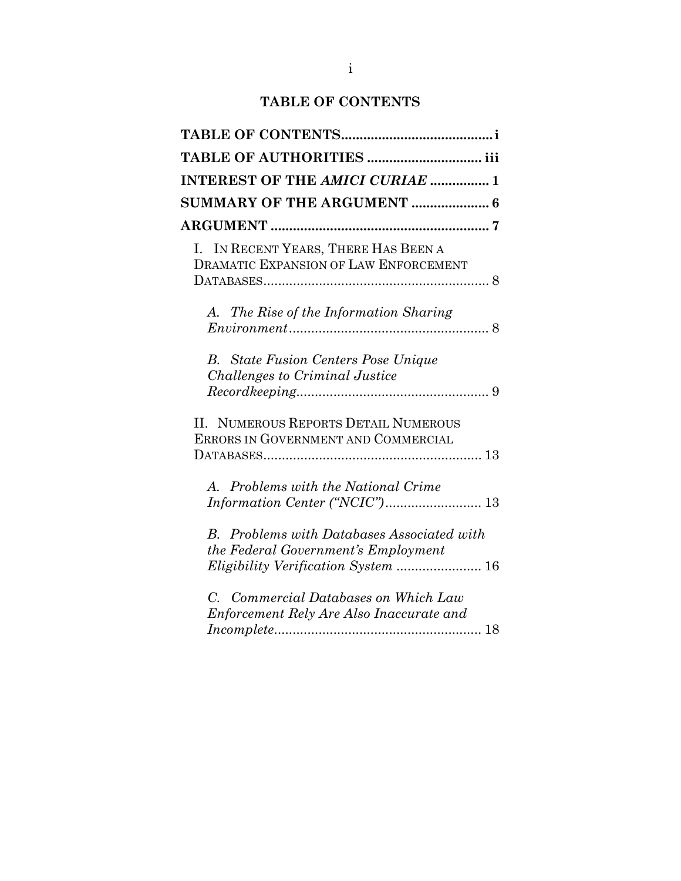# TABLE OF CONTENTS

**TABLE OF CONTENTS** ......................................... **i**

**TABLE OF AUTHORITIES** ............................... **iii**

**INTEREST OF THE *AMICI CURIAE*** ................ **1**

**SUMMARY OF THE ARGUMENT** ..................... **6**

**ARGUMENT** ........................................................... **7**

I. IN RECENT YEARS, THERE HAS BEEN A DRAMATIC EXPANSION OF LAW ENFORCEMENT DATABASES............................................................. 8

*A. The Rise of the Information Sharing Environment*...................................................... 8

*B. State Fusion Centers Pose Unique Challenges to Criminal Justice Recordkeeping*.................................................... 9

II. NUMEROUS REPORTS DETAIL NUMEROUS ERRORS IN GOVERNMENT AND COMMERCIAL DATABASES........................................................... 13

*A. Problems with the National Crime Information Center ("NCIC")*.......................... 13

*B. Problems with Databases Associated with the Federal Government's Employment Eligibility Verification System* ....................... 16

*C. Commercial Databases on Which Law Enforcement Rely Are Also Inaccurate and Incomplete*......................................................... 18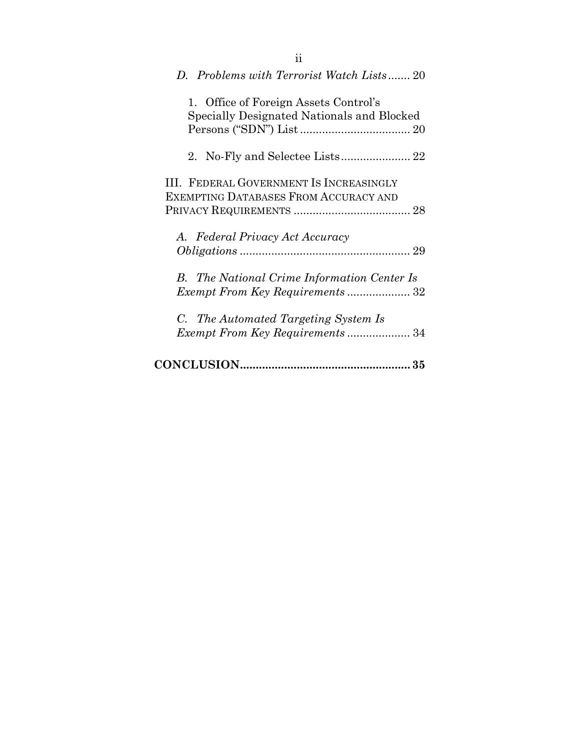*D. Problems with Terrorist Watch Lists* ....... 20

1. Office of Foreign Assets Control's Specially Designated Nationals and Blocked Persons ("SDN") List ................................... 20

2. No-Fly and Selectee Lists ...................... 22

III. FEDERAL GOVERNMENT IS INCREASINGLY EXEMPTING DATABASES FROM ACCURACY AND PRIVACY REQUIREMENTS ..................................... 28

*A. Federal Privacy Act Accuracy Obligations* ...................................................... 29

*B. The National Crime Information Center Is Exempt From Key Requirements* .................... 32

*C. The Automated Targeting System Is Exempt From Key Requirements* .................... 34

**CONCLUSION..................................................... 35**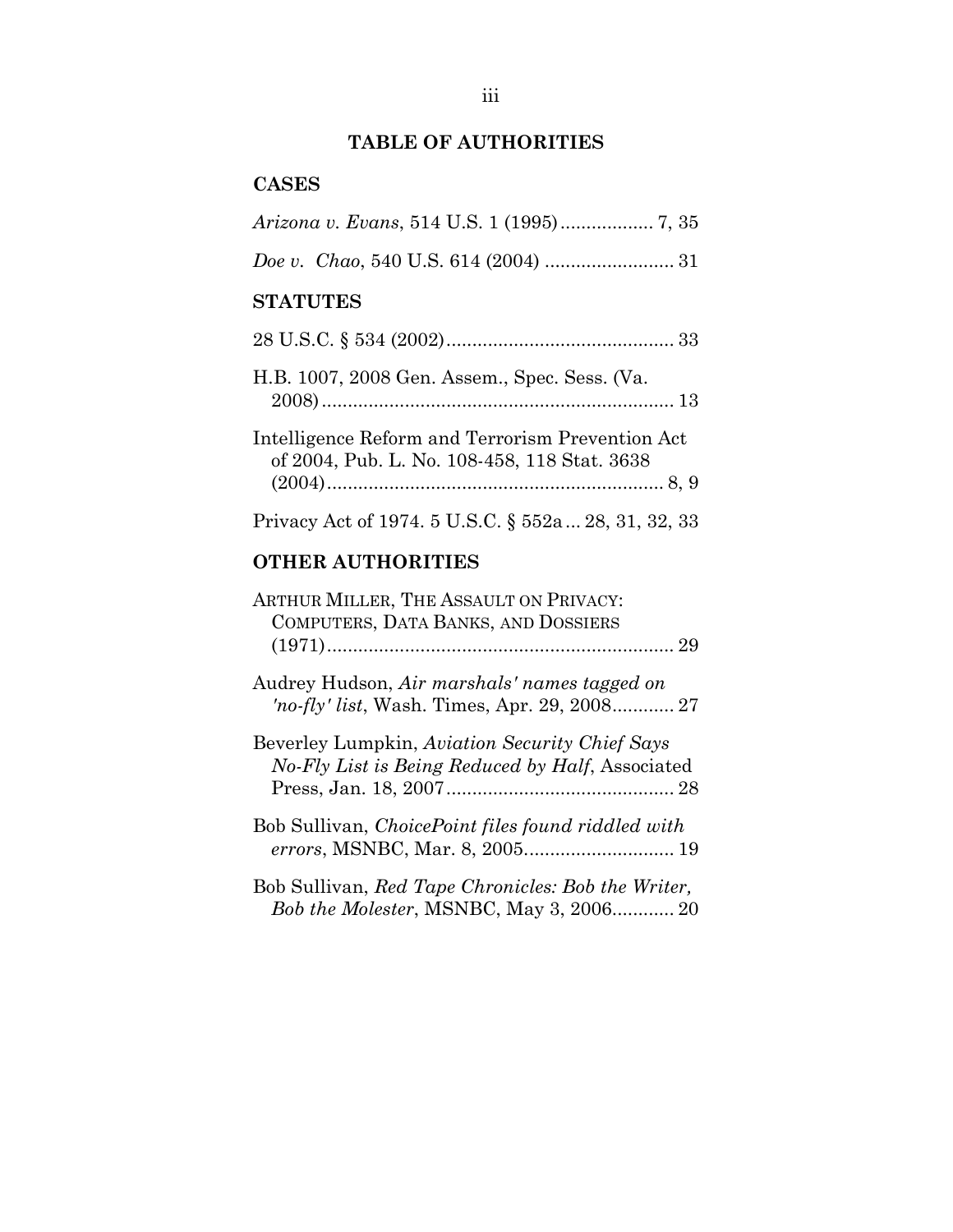# TABLE OF AUTHORITIES

## CASES

*Arizona v. Evans*, 514 U.S. 1 (1995) .................. 7, 35

*Doe v. Chao*, 540 U.S. 614 (2004) ......................... 31

## STATUTES

28 U.S.C. § 534 (2002) ............................................ 33

H.B. 1007, 2008 Gen. Assem., Spec. Sess. (Va. 2008) .................................................................... 13

Intelligence Reform and Terrorism Prevention Act of 2004, Pub. L. No. 108-458, 118 Stat. 3638 (2004) ................................................................. 8, 9

Privacy Act of 1974. 5 U.S.C. § 552a ... 28, 31, 32, 33

## OTHER AUTHORITIES

ARTHUR MILLER, THE ASSAULT ON PRIVACY: COMPUTERS, DATA BANKS, AND DOSSIERS (1971) ................................................................... 29

Audrey Hudson, *Air marshals' names tagged on 'no-fly' list*, Wash. Times, Apr. 29, 2008 ............ 27

Beverley Lumpkin, *Aviation Security Chief Says No-Fly List is Being Reduced by Half*, Associated Press, Jan. 18, 2007 ............................................ 28

Bob Sullivan, *ChoicePoint files found riddled with errors*, MSNBC, Mar. 8, 2005 ............................. 19

Bob Sullivan, *Red Tape Chronicles: Bob the Writer, Bob the Molester*, MSNBC, May 3, 2006 ............ 20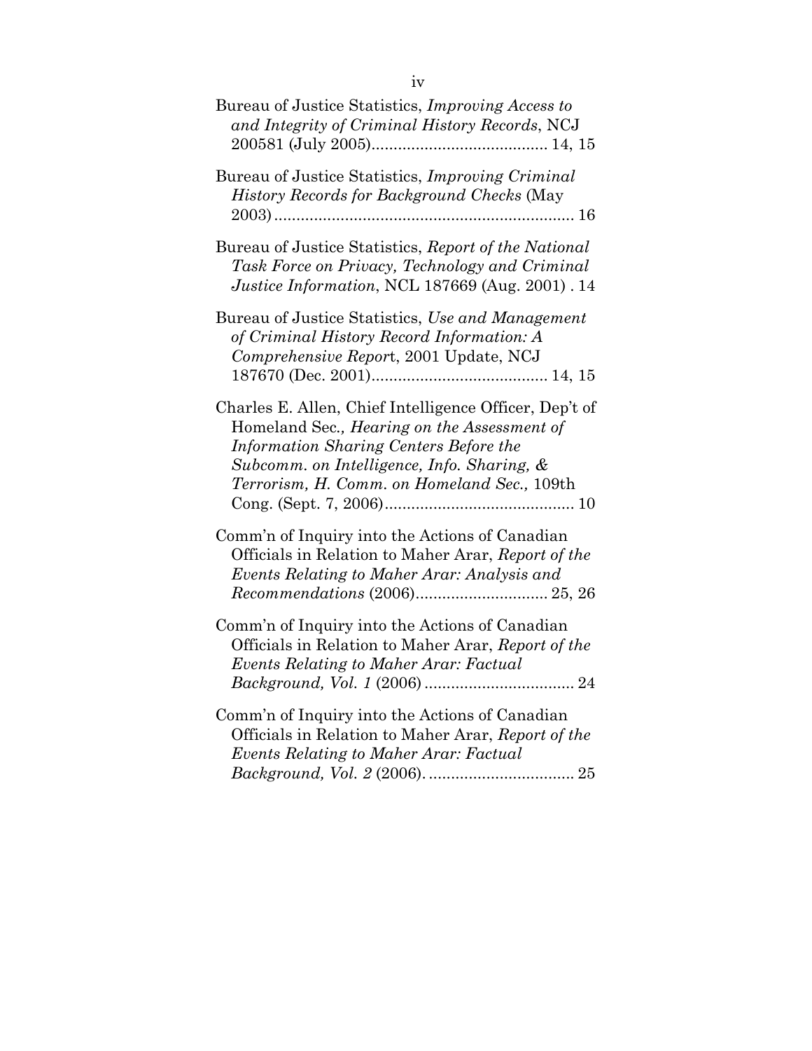Bureau of Justice Statistics, *Improving Access to and Integrity of Criminal History Records*, NCJ 200581 (July 2005)........................................ 14, 15

Bureau of Justice Statistics, *Improving Criminal History Records for Background Checks* (May 2003)..................................................................... 16

Bureau of Justice Statistics, *Report of the National Task Force on Privacy, Technology and Criminal Justice Information*, NCL 187669 (Aug. 2001) . 14

Bureau of Justice Statistics, *Use and Management of Criminal History Record Information: A Comprehensive Report*, 2001 Update, NCJ 187670 (Dec. 2001)........................................ 14, 15

Charles E. Allen, Chief Intelligence Officer, Dep't of Homeland Sec.*, Hearing on the Assessment of Information Sharing Centers Before the Subcomm. on Intelligence, Info. Sharing, & Terrorism, H. Comm. on Homeland Sec.,* 109th Cong. (Sept. 7, 2006).......................................... 10

Comm'n of Inquiry into the Actions of Canadian Officials in Relation to Maher Arar, *Report of the Events Relating to Maher Arar: Analysis and Recommendations* (2006).............................. 25, 26

Comm'n of Inquiry into the Actions of Canadian Officials in Relation to Maher Arar, *Report of the Events Relating to Maher Arar: Factual Background, Vol. 1* (2006) .................................. 24

Comm'n of Inquiry into the Actions of Canadian Officials in Relation to Maher Arar, *Report of the Events Relating to Maher Arar: Factual Background, Vol. 2* (2006). ................................. 25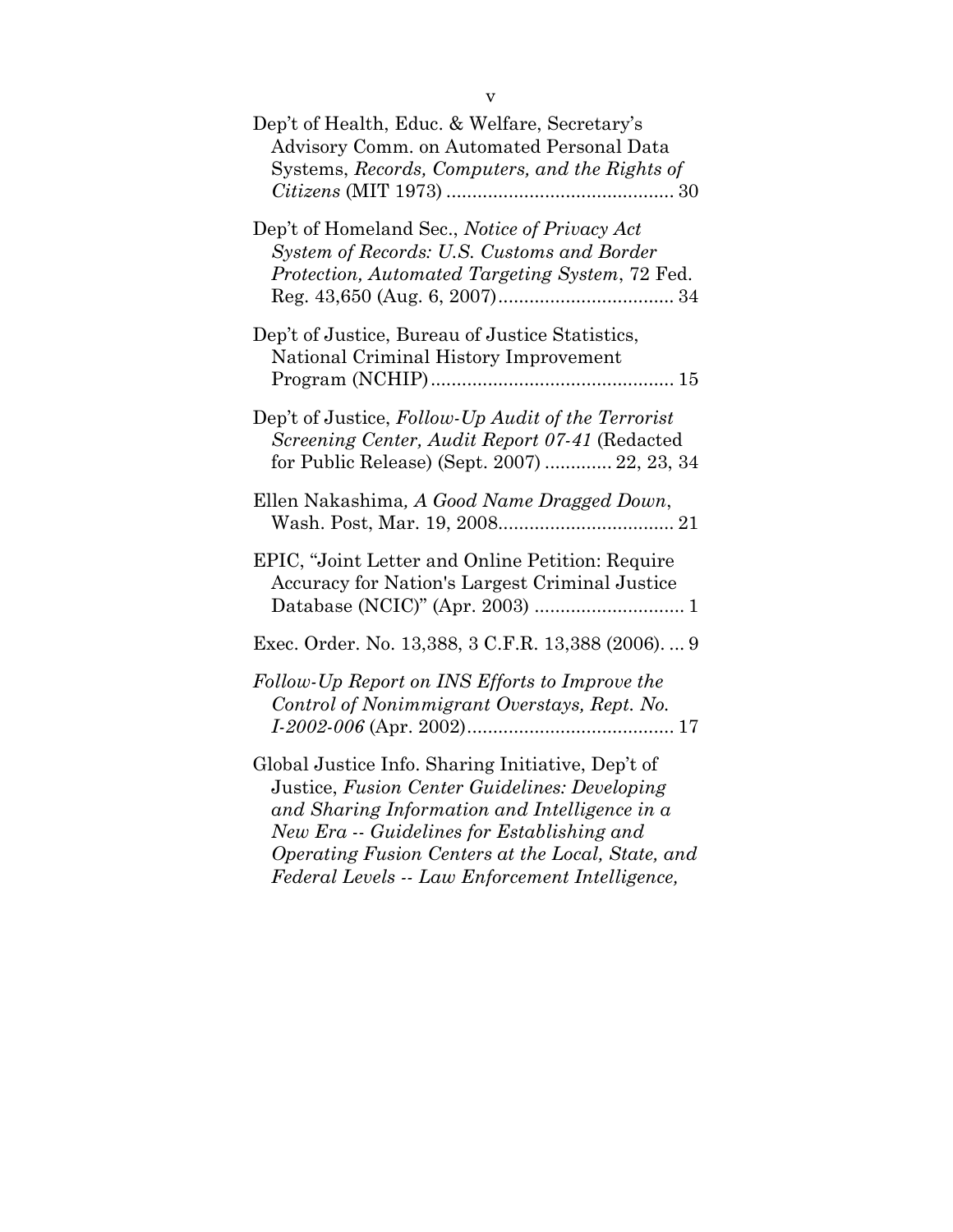Dep't of Health, Educ. & Welfare, Secretary's Advisory Comm. on Automated Personal Data Systems, *Records, Computers, and the Rights of Citizens* (MIT 1973) ............................................ 30

Dep't of Homeland Sec., *Notice of Privacy Act System of Records: U.S. Customs and Border Protection, Automated Targeting System*, 72 Fed. Reg. 43,650 (Aug. 6, 2007).................................. 34

Dep't of Justice, Bureau of Justice Statistics, National Criminal History Improvement Program (NCHIP)............................................... 15

Dep't of Justice, *Follow-Up Audit of the Terrorist Screening Center, Audit Report 07-41* (Redacted for Public Release) (Sept. 2007) ............. 22, 23, 34

Ellen Nakashima*, A Good Name Dragged Down*, Wash. Post, Mar. 19, 2008.................................. 21

EPIC, "Joint Letter and Online Petition: Require Accuracy for Nation's Largest Criminal Justice Database (NCIC)" (Apr. 2003) ............................. 1

Exec. Order. No. 13,388, 3 C.F.R. 13,388 (2006). ... 9

*Follow-Up Report on INS Efforts to Improve the Control of Nonimmigrant Overstays, Rept. No. I-2002-006* (Apr. 2002)........................................ 17

Global Justice Info. Sharing Initiative, Dep't of Justice, *Fusion Center Guidelines: Developing and Sharing Information and Intelligence in a New Era -- Guidelines for Establishing and Operating Fusion Centers at the Local, State, and Federal Levels -- Law Enforcement Intelligence,*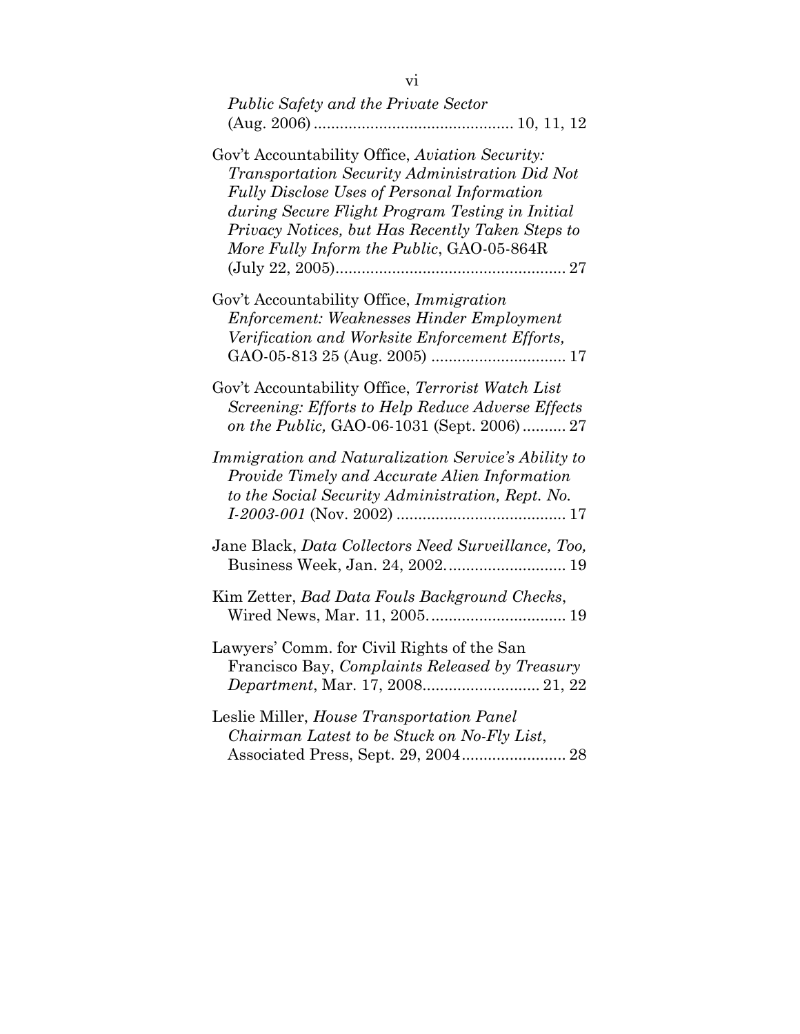*Public Safety and the Private Sector* (Aug. 2006) ............................................ 10, 11, 12

Gov't Accountability Office, *Aviation Security: Transportation Security Administration Did Not Fully Disclose Uses of Personal Information during Secure Flight Program Testing in Initial Privacy Notices, but Has Recently Taken Steps to More Fully Inform the Public*, GAO-05-864R (July 22, 2005)..................................................... 27

Gov't Accountability Office, *Immigration Enforcement: Weaknesses Hinder Employment Verification and Worksite Enforcement Efforts,* GAO-05-813 25 (Aug. 2005) ............................... 17

Gov't Accountability Office, *Terrorist Watch List Screening: Efforts to Help Reduce Adverse Effects on the Public,* GAO-06-1031 (Sept. 2006).......... 27

*Immigration and Naturalization Service's Ability to Provide Timely and Accurate Alien Information to the Social Security Administration, Rept. No. I-2003-001* (Nov. 2002) ...................................... 17

Jane Black, *Data Collectors Need Surveillance, Too,* Business Week, Jan. 24, 2002. .......................... 19

Kim Zetter, *Bad Data Fouls Background Checks*, Wired News, Mar. 11, 2005. .............................. 19

Lawyers' Comm. for Civil Rights of the San Francisco Bay, *Complaints Released by Treasury Department*, Mar. 17, 2008.......................... 21, 22

Leslie Miller, *House Transportation Panel Chairman Latest to be Stuck on No-Fly List*, Associated Press, Sept. 29, 2004........................ 28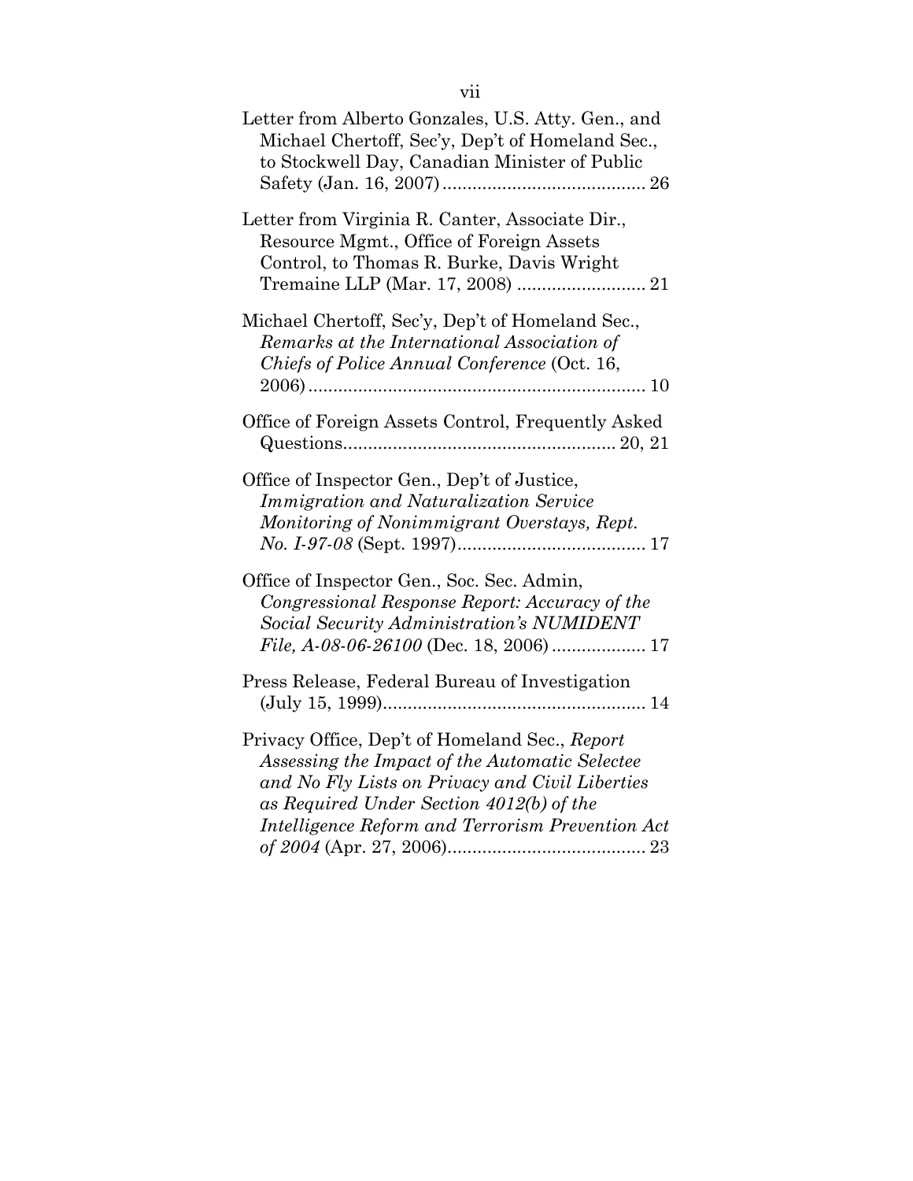Letter from Alberto Gonzales, U.S. Atty. Gen., and Michael Chertoff, Sec'y, Dep't of Homeland Sec., to Stockwell Day, Canadian Minister of Public Safety (Jan. 16, 2007) ........................................ 26

Letter from Virginia R. Canter, Associate Dir., Resource Mgmt., Office of Foreign Assets Control, to Thomas R. Burke, Davis Wright Tremaine LLP (Mar. 17, 2008) .......................... 21

Michael Chertoff, Sec'y, Dep't of Homeland Sec., *Remarks at the International Association of Chiefs of Police Annual Conference* (Oct. 16, 2006) .................................................................... 10

Office of Foreign Assets Control, Frequently Asked Questions...................................................... 20, 21

Office of Inspector Gen., Dep't of Justice, *Immigration and Naturalization Service Monitoring of Nonimmigrant Overstays, Rept. No. I-97-08* (Sept. 1997)...................................... 17

Office of Inspector Gen., Soc. Sec. Admin, *Congressional Response Report: Accuracy of the Social Security Administration's NUMIDENT File, A-08-06-26100* (Dec. 18, 2006) ................... 17

Press Release, Federal Bureau of Investigation (July 15, 1999)..................................................... 14

Privacy Office, Dep't of Homeland Sec., *Report Assessing the Impact of the Automatic Selectee and No Fly Lists on Privacy and Civil Liberties as Required Under Section 4012(b) of the Intelligence Reform and Terrorism Prevention Act of 2004* (Apr. 27, 2006)........................................ 23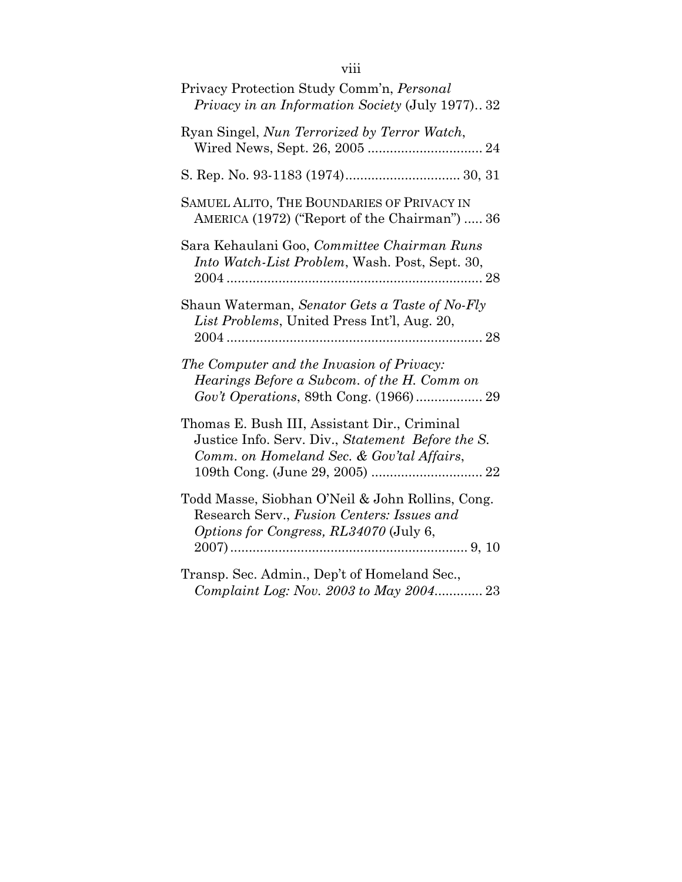Privacy Protection Study Comm'n, *Personal Privacy in an Information Society* (July 1977).. 32

Ryan Singel, *Nun Terrorized by Terror Watch*, Wired News, Sept. 26, 2005 ............................... 24

S. Rep. No. 93-1183 (1974)............................... 30, 31

SAMUEL ALITO, THE BOUNDARIES OF PRIVACY IN AMERICA (1972) ("Report of the Chairman") ..... 36

Sara Kehaulani Goo, *Committee Chairman Runs Into Watch-List Problem*, Wash. Post, Sept. 30, 2004 ..................................................................... 28

Shaun Waterman, *Senator Gets a Taste of No-Fly List Problems*, United Press Int'l, Aug. 20, 2004 ..................................................................... 28

*The Computer and the Invasion of Privacy: Hearings Before a Subcom. of the H. Comm on Gov't Operations*, 89th Cong. (1966) .................. 29

Thomas E. Bush III, Assistant Dir., Criminal Justice Info. Serv. Div., *Statement Before the S. Comm. on Homeland Sec. & Gov'tal Affairs*, 109th Cong. (June 29, 2005) .............................. 22

Todd Masse, Siobhan O'Neil & John Rollins, Cong. Research Serv., *Fusion Centers: Issues and Options for Congress, RL34070* (July 6, 2007) ................................................................ 9, 10

Transp. Sec. Admin., Dep't of Homeland Sec., *Complaint Log: Nov. 2003 to May 2004*............. 23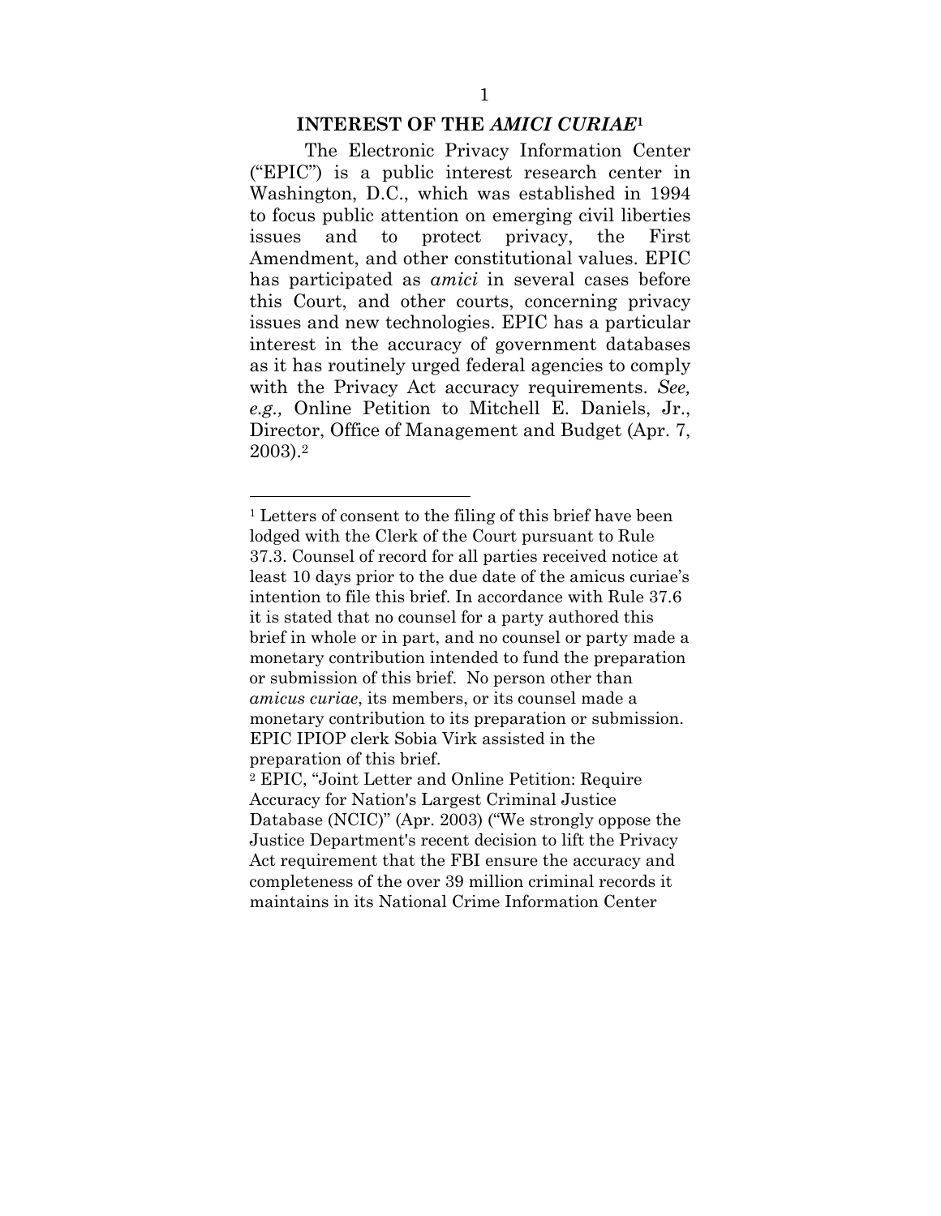## INTEREST OF THE *AMICI CURIAE*[1]

The Electronic Privacy Information Center ("EPIC") is a public interest research center in Washington, D.C., which was established in 1994 to focus public attention on emerging civil liberties issues and to protect privacy, the First Amendment, and other constitutional values. EPIC has participated as *amici* in several cases before this Court, and other courts, concerning privacy issues and new technologies. EPIC has a particular interest in the accuracy of government databases as it has routinely urged federal agencies to comply with the Privacy Act accuracy requirements. *See, e.g.,* Online Petition to Mitchell E. Daniels, Jr., Director, Office of Management and Budget (Apr. 7, 2003).[2]

---

[1] Letters of consent to the filing of this brief have been lodged with the Clerk of the Court pursuant to Rule 37.3. Counsel of record for all parties received notice at least 10 days prior to the due date of the amicus curiae's intention to file this brief. In accordance with Rule 37.6 it is stated that no counsel for a party authored this brief in whole or in part, and no counsel or party made a monetary contribution intended to fund the preparation or submission of this brief. No person other than *amicus curiae*, its members, or its counsel made a monetary contribution to its preparation or submission. EPIC IPIOP clerk Sobia Virk assisted in the preparation of this brief.

[2] EPIC, "Joint Letter and Online Petition: Require Accuracy for Nation's Largest Criminal Justice Database (NCIC)" (Apr. 2003) ("We strongly oppose the Justice Department's recent decision to lift the Privacy Act requirement that the FBI ensure the accuracy and completeness of the over 39 million criminal records it maintains in its National Crime Information Center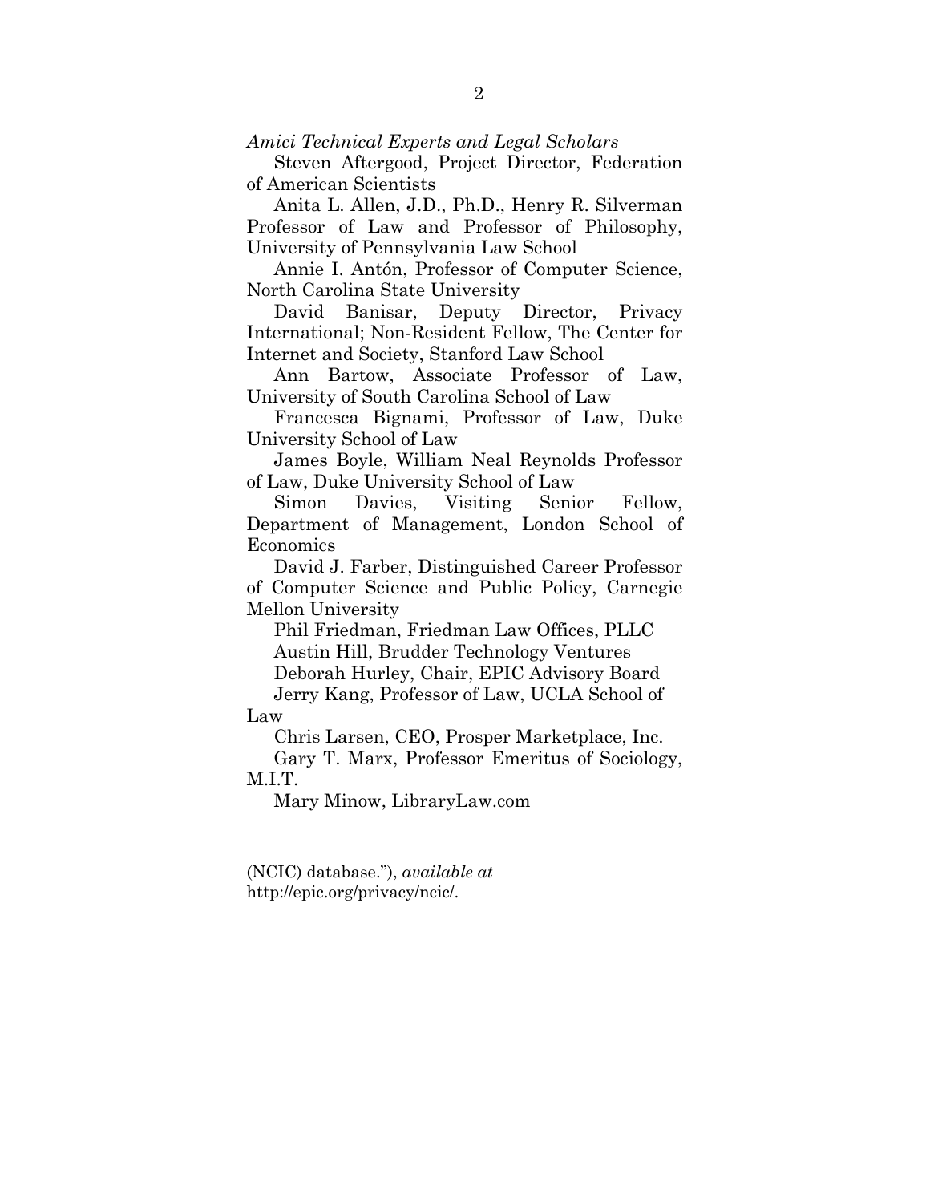*Amici Technical Experts and Legal Scholars*

Steven Aftergood, Project Director, Federation of American Scientists

Anita L. Allen, J.D., Ph.D., Henry R. Silverman Professor of Law and Professor of Philosophy, University of Pennsylvania Law School

Annie I. Antón, Professor of Computer Science, North Carolina State University

David Banisar, Deputy Director, Privacy International; Non-Resident Fellow, The Center for Internet and Society, Stanford Law School

Ann Bartow, Associate Professor of Law, University of South Carolina School of Law

Francesca Bignami, Professor of Law, Duke University School of Law

James Boyle, William Neal Reynolds Professor of Law, Duke University School of Law

Simon Davies, Visiting Senior Fellow, Department of Management, London School of Economics

David J. Farber, Distinguished Career Professor of Computer Science and Public Policy, Carnegie Mellon University

Phil Friedman, Friedman Law Offices, PLLC

Austin Hill, Brudder Technology Ventures

Deborah Hurley, Chair, EPIC Advisory Board

Jerry Kang, Professor of Law, UCLA School of Law

Chris Larsen, CEO, Prosper Marketplace, Inc.

Gary T. Marx, Professor Emeritus of Sociology, M.I.T.

Mary Minow, LibraryLaw.com

---

(NCIC) database."), *available at* http://epic.org/privacy/ncic/.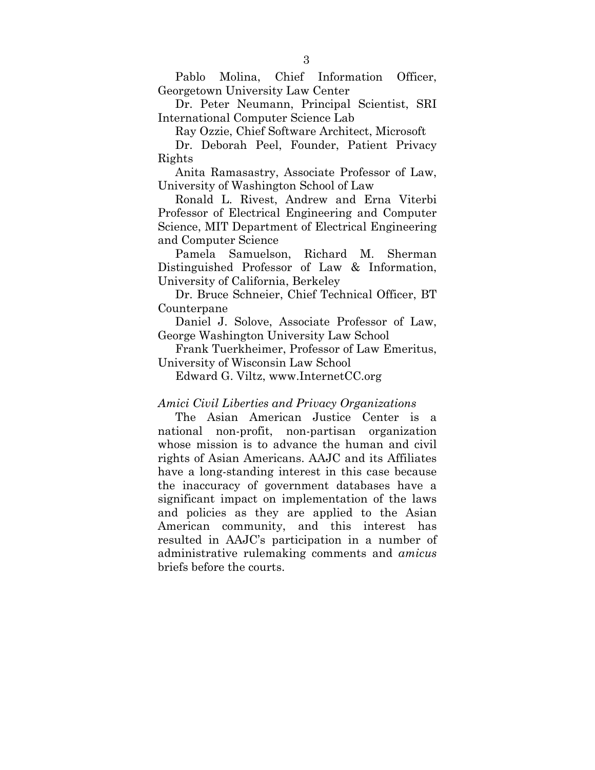Pablo Molina, Chief Information Officer, Georgetown University Law Center

Dr. Peter Neumann, Principal Scientist, SRI International Computer Science Lab

Ray Ozzie, Chief Software Architect, Microsoft

Dr. Deborah Peel, Founder, Patient Privacy Rights

Anita Ramasastry, Associate Professor of Law, University of Washington School of Law

Ronald L. Rivest, Andrew and Erna Viterbi Professor of Electrical Engineering and Computer Science, MIT Department of Electrical Engineering and Computer Science

Pamela Samuelson, Richard M. Sherman Distinguished Professor of Law & Information, University of California, Berkeley

Dr. Bruce Schneier, Chief Technical Officer, BT Counterpane

Daniel J. Solove, Associate Professor of Law, George Washington University Law School

Frank Tuerkheimer, Professor of Law Emeritus, University of Wisconsin Law School

Edward G. Viltz, www.InternetCC.org

*Amici Civil Liberties and Privacy Organizations*

The Asian American Justice Center is a national non-profit, non-partisan organization whose mission is to advance the human and civil rights of Asian Americans. AAJC and its Affiliates have a long-standing interest in this case because the inaccuracy of government databases have a significant impact on implementation of the laws and policies as they are applied to the Asian American community, and this interest has resulted in AAJC's participation in a number of administrative rulemaking comments and *amicus* briefs before the courts.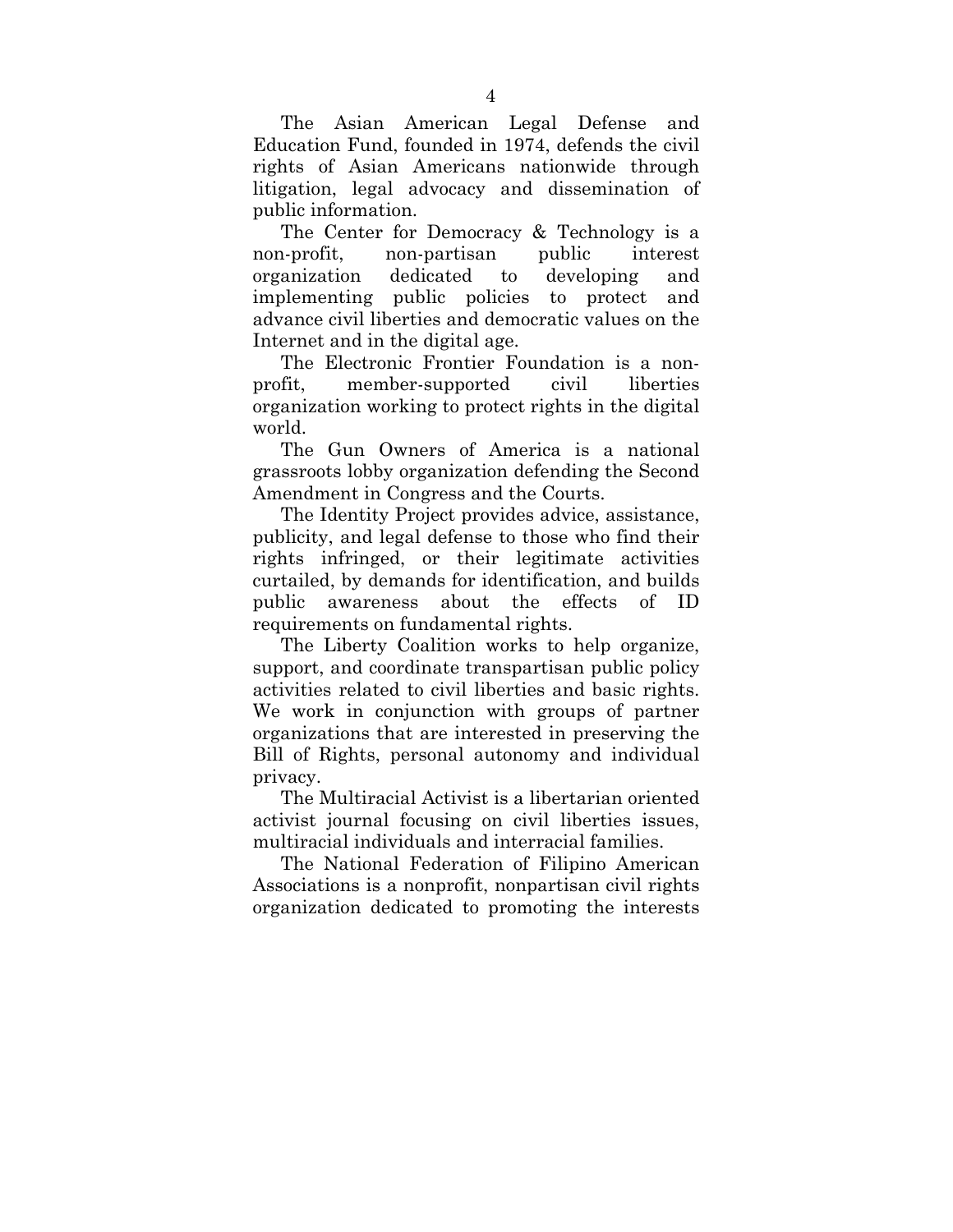The Asian American Legal Defense and Education Fund, founded in 1974, defends the civil rights of Asian Americans nationwide through litigation, legal advocacy and dissemination of public information.

The Center for Democracy & Technology is a non-profit, non-partisan public interest organization dedicated to developing and implementing public policies to protect and advance civil liberties and democratic values on the Internet and in the digital age.

The Electronic Frontier Foundation is a non-profit, member-supported civil liberties organization working to protect rights in the digital world.

The Gun Owners of America is a national grassroots lobby organization defending the Second Amendment in Congress and the Courts.

The Identity Project provides advice, assistance, publicity, and legal defense to those who find their rights infringed, or their legitimate activities curtailed, by demands for identification, and builds public awareness about the effects of ID requirements on fundamental rights.

The Liberty Coalition works to help organize, support, and coordinate transpartisan public policy activities related to civil liberties and basic rights. We work in conjunction with groups of partner organizations that are interested in preserving the Bill of Rights, personal autonomy and individual privacy.

The Multiracial Activist is a libertarian oriented activist journal focusing on civil liberties issues, multiracial individuals and interracial families.

The National Federation of Filipino American Associations is a nonprofit, nonpartisan civil rights organization dedicated to promoting the interests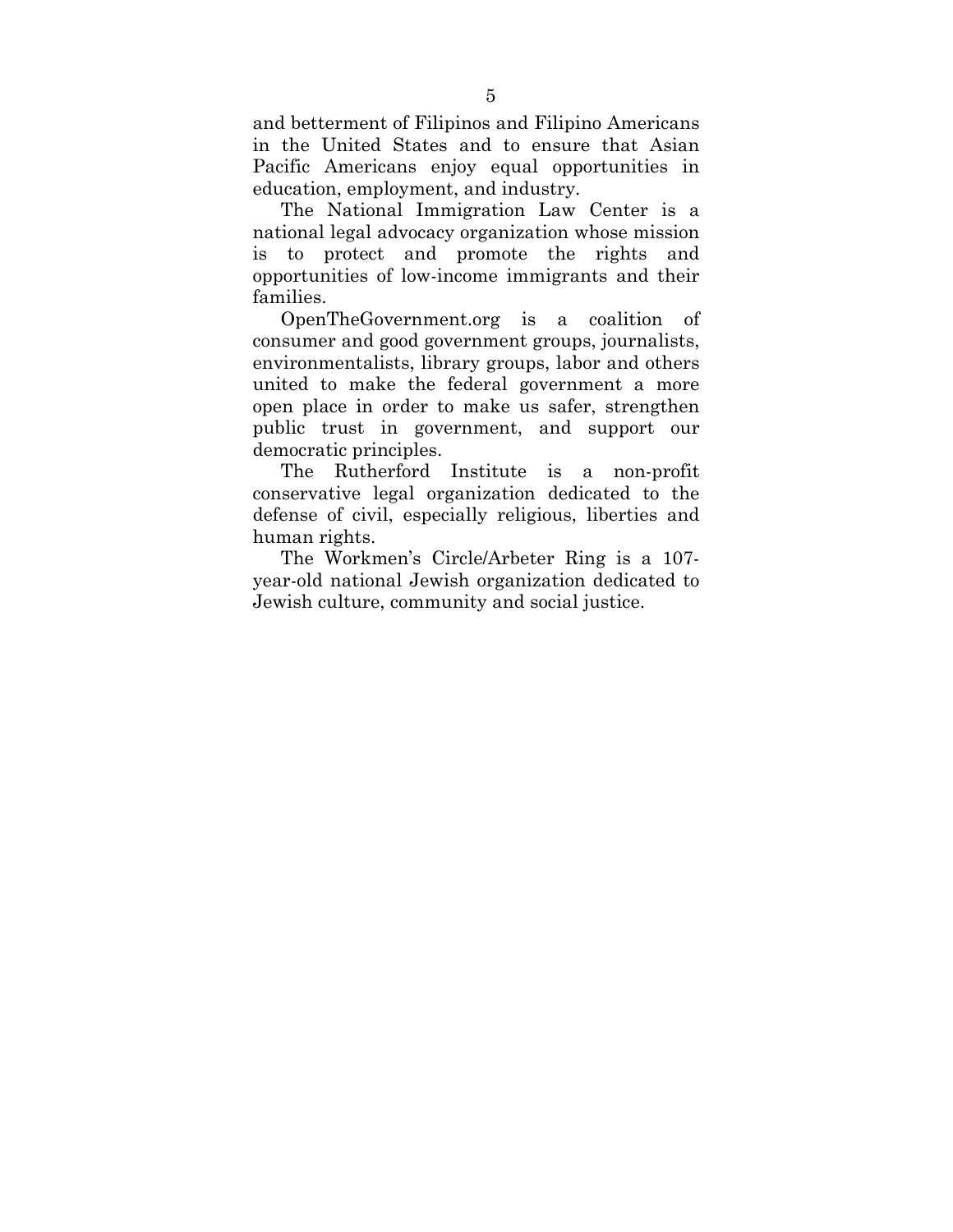and betterment of Filipinos and Filipino Americans in the United States and to ensure that Asian Pacific Americans enjoy equal opportunities in education, employment, and industry.

The National Immigration Law Center is a national legal advocacy organization whose mission is to protect and promote the rights and opportunities of low-income immigrants and their families.

OpenTheGovernment.org is a coalition of consumer and good government groups, journalists, environmentalists, library groups, labor and others united to make the federal government a more open place in order to make us safer, strengthen public trust in government, and support our democratic principles.

The Rutherford Institute is a non-profit conservative legal organization dedicated to the defense of civil, especially religious, liberties and human rights.

The Workmen's Circle/Arbeter Ring is a 107-year-old national Jewish organization dedicated to Jewish culture, community and social justice.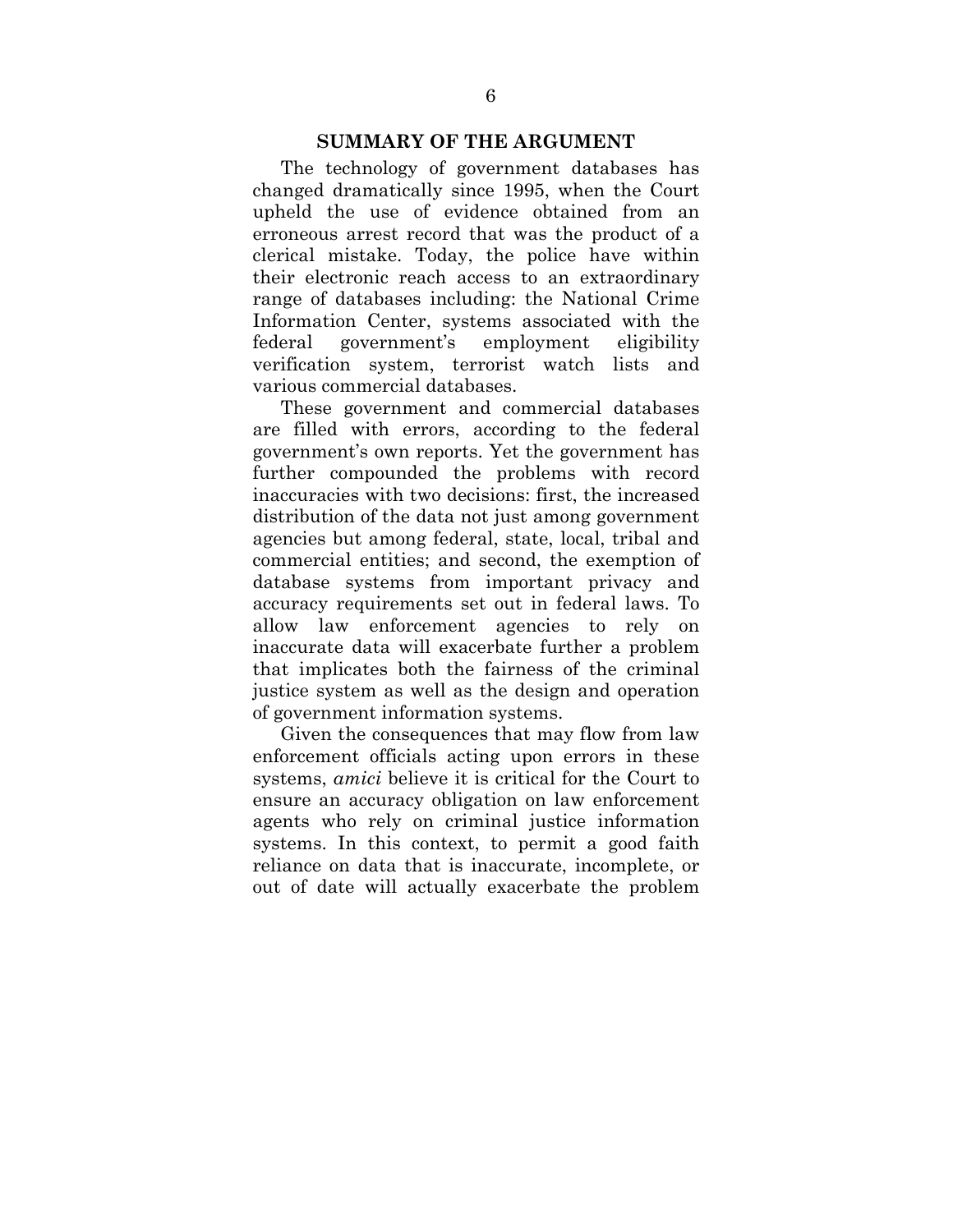## SUMMARY OF THE ARGUMENT

The technology of government databases has changed dramatically since 1995, when the Court upheld the use of evidence obtained from an erroneous arrest record that was the product of a clerical mistake. Today, the police have within their electronic reach access to an extraordinary range of databases including: the National Crime Information Center, systems associated with the federal government's employment eligibility verification system, terrorist watch lists and various commercial databases.

These government and commercial databases are filled with errors, according to the federal government's own reports. Yet the government has further compounded the problems with record inaccuracies with two decisions: first, the increased distribution of the data not just among government agencies but among federal, state, local, tribal and commercial entities; and second, the exemption of database systems from important privacy and accuracy requirements set out in federal laws. To allow law enforcement agencies to rely on inaccurate data will exacerbate further a problem that implicates both the fairness of the criminal justice system as well as the design and operation of government information systems.

Given the consequences that may flow from law enforcement officials acting upon errors in these systems, *amici* believe it is critical for the Court to ensure an accuracy obligation on law enforcement agents who rely on criminal justice information systems. In this context, to permit a good faith reliance on data that is inaccurate, incomplete, or out of date will actually exacerbate the problem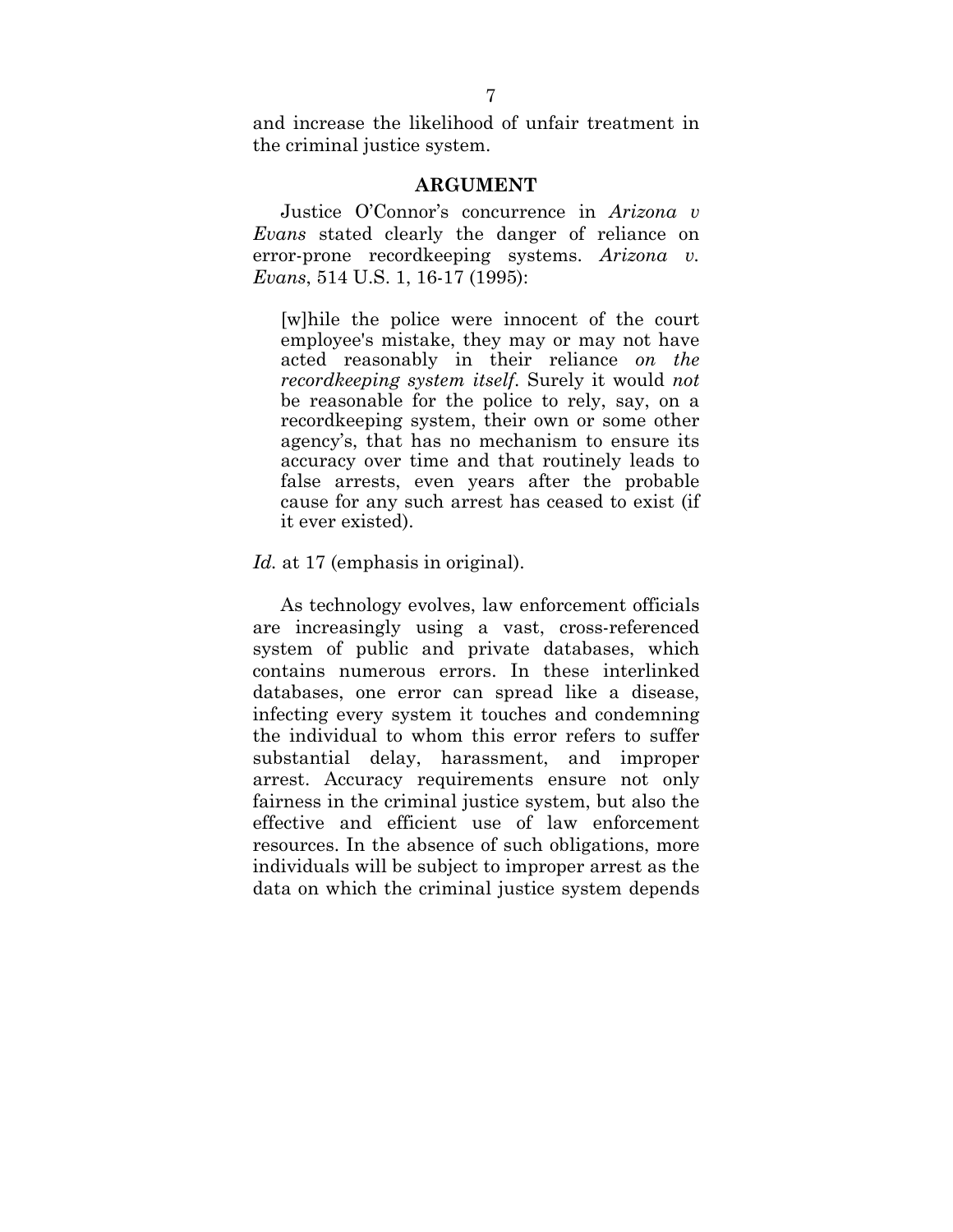and increase the likelihood of unfair treatment in the criminal justice system.

## ARGUMENT

Justice O'Connor's concurrence in *Arizona v Evans* stated clearly the danger of reliance on error-prone recordkeeping systems. *Arizona v. Evans*, 514 U.S. 1, 16-17 (1995):

> [w]hile the police were innocent of the court employee's mistake, they may or may not have acted reasonably in their reliance *on the recordkeeping system itself*. Surely it would *not* be reasonable for the police to rely, say, on a recordkeeping system, their own or some other agency's, that has no mechanism to ensure its accuracy over time and that routinely leads to false arrests, even years after the probable cause for any such arrest has ceased to exist (if it ever existed).

*Id.* at 17 (emphasis in original).

As technology evolves, law enforcement officials are increasingly using a vast, cross-referenced system of public and private databases, which contains numerous errors. In these interlinked databases, one error can spread like a disease, infecting every system it touches and condemning the individual to whom this error refers to suffer substantial delay, harassment, and improper arrest. Accuracy requirements ensure not only fairness in the criminal justice system, but also the effective and efficient use of law enforcement resources. In the absence of such obligations, more individuals will be subject to improper arrest as the data on which the criminal justice system depends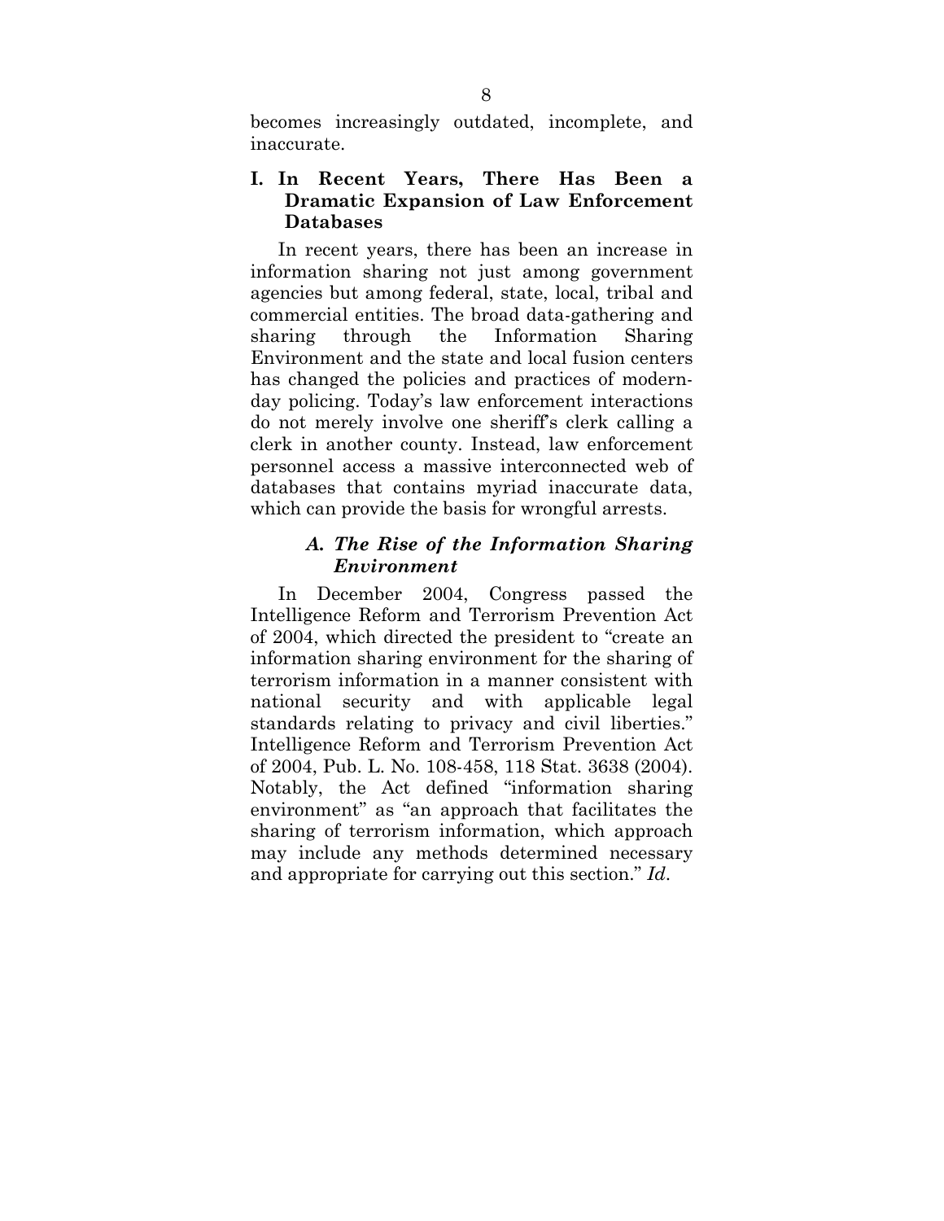becomes increasingly outdated, incomplete, and inaccurate.

## I. In Recent Years, There Has Been a Dramatic Expansion of Law Enforcement Databases

In recent years, there has been an increase in information sharing not just among government agencies but among federal, state, local, tribal and commercial entities. The broad data-gathering and sharing through the Information Sharing Environment and the state and local fusion centers has changed the policies and practices of modern-day policing. Today's law enforcement interactions do not merely involve one sheriff's clerk calling a clerk in another county. Instead, law enforcement personnel access a massive interconnected web of databases that contains myriad inaccurate data, which can provide the basis for wrongful arrests.

### *A. The Rise of the Information Sharing Environment*

In December 2004, Congress passed the Intelligence Reform and Terrorism Prevention Act of 2004, which directed the president to "create an information sharing environment for the sharing of terrorism information in a manner consistent with national security and with applicable legal standards relating to privacy and civil liberties." Intelligence Reform and Terrorism Prevention Act of 2004, Pub. L. No. 108-458, 118 Stat. 3638 (2004). Notably, the Act defined "information sharing environment" as "an approach that facilitates the sharing of terrorism information, which approach may include any methods determined necessary and appropriate for carrying out this section." *Id*.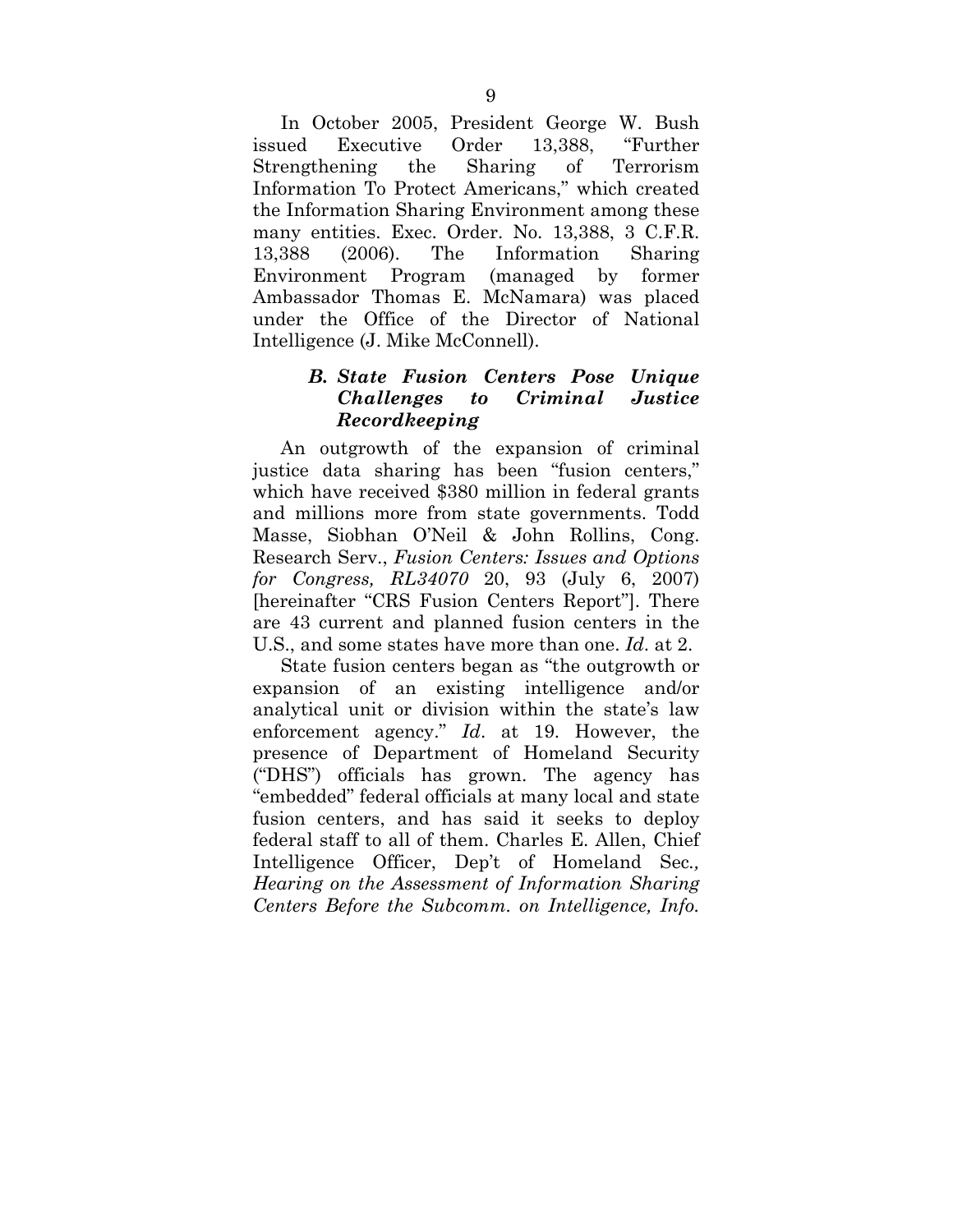In October 2005, President George W. Bush issued Executive Order 13,388, "Further Strengthening the Sharing of Terrorism Information To Protect Americans," which created the Information Sharing Environment among these many entities. Exec. Order. No. 13,388, 3 C.F.R. 13,388 (2006). The Information Sharing Environment Program (managed by former Ambassador Thomas E. McNamara) was placed under the Office of the Director of National Intelligence (J. Mike McConnell).

### *B. State Fusion Centers Pose Unique Challenges to Criminal Justice Recordkeeping*

An outgrowth of the expansion of criminal justice data sharing has been "fusion centers," which have received $380 million in federal grants and millions more from state governments. Todd Masse, Siobhan O'Neil & John Rollins, Cong. Research Serv., *Fusion Centers: Issues and Options for Congress, RL34070* 20, 93 (July 6, 2007) [hereinafter "CRS Fusion Centers Report"]. There are 43 current and planned fusion centers in the U.S., and some states have more than one. *Id*. at 2.

State fusion centers began as "the outgrowth or expansion of an existing intelligence and/or analytical unit or division within the state's law enforcement agency." *Id*. at 19. However, the presence of Department of Homeland Security ("DHS") officials has grown. The agency has "embedded" federal officials at many local and state fusion centers, and has said it seeks to deploy federal staff to all of them. Charles E. Allen, Chief Intelligence Officer, Dep't of Homeland Sec*., Hearing on the Assessment of Information Sharing Centers Before the Subcomm. on Intelligence, Info.*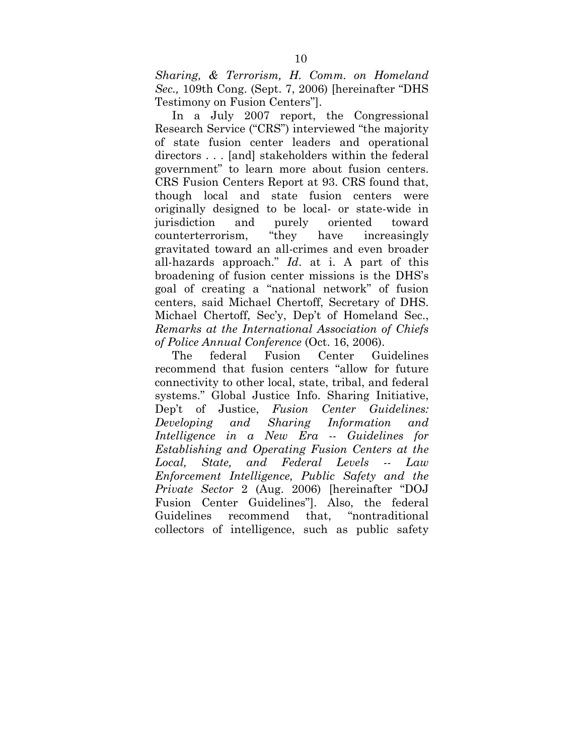*Sharing, & Terrorism, H. Comm. on Homeland Sec.,* 109th Cong. (Sept. 7, 2006) [hereinafter "DHS Testimony on Fusion Centers"].

In a July 2007 report, the Congressional Research Service ("CRS") interviewed "the majority of state fusion center leaders and operational directors . . . [and] stakeholders within the federal government" to learn more about fusion centers. CRS Fusion Centers Report at 93. CRS found that, though local and state fusion centers were originally designed to be local- or state-wide in jurisdiction and purely oriented toward counterterrorism, "they have increasingly gravitated toward an all-crimes and even broader all-hazards approach." *Id*. at i. A part of this broadening of fusion center missions is the DHS's goal of creating a "national network" of fusion centers, said Michael Chertoff, Secretary of DHS. Michael Chertoff, Sec'y, Dep't of Homeland Sec., *Remarks at the International Association of Chiefs of Police Annual Conference* (Oct. 16, 2006).

The federal Fusion Center Guidelines recommend that fusion centers "allow for future connectivity to other local, state, tribal, and federal systems." Global Justice Info. Sharing Initiative, Dep't of Justice, *Fusion Center Guidelines: Developing and Sharing Information and Intelligence in a New Era -- Guidelines for Establishing and Operating Fusion Centers at the Local, State, and Federal Levels -- Law Enforcement Intelligence, Public Safety and the Private Sector* 2 (Aug. 2006) [hereinafter "DOJ Fusion Center Guidelines"]. Also, the federal Guidelines recommend that, "nontraditional collectors of intelligence, such as public safety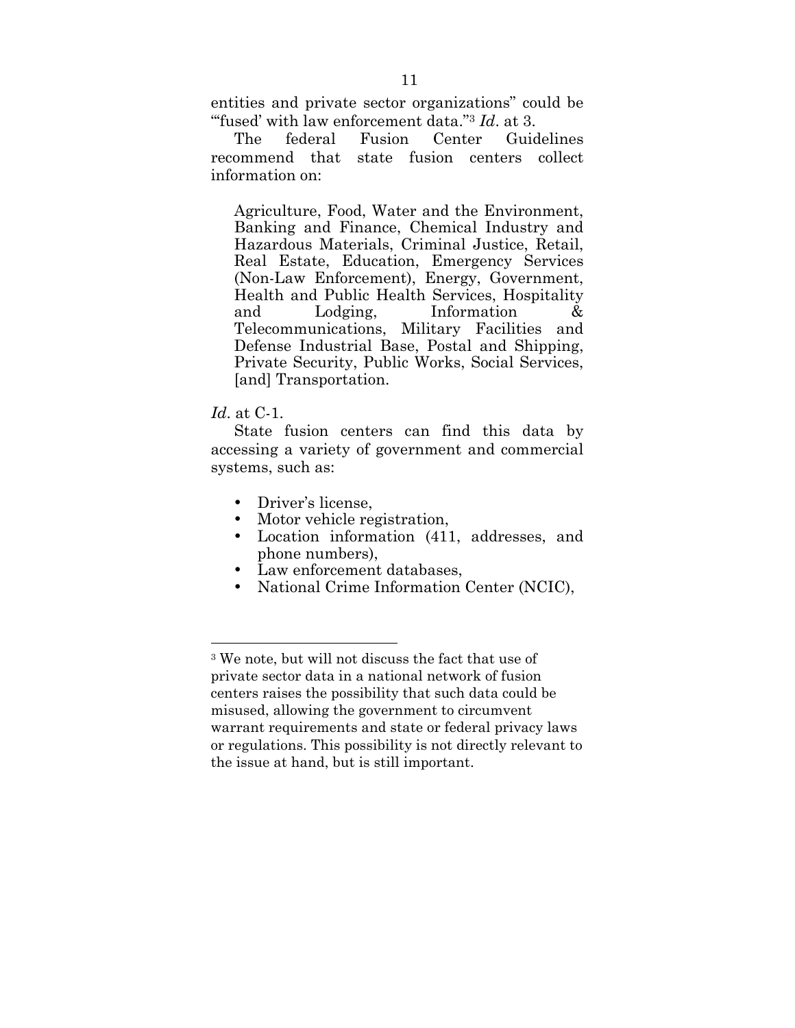entities and private sector organizations" could be "'fused' with law enforcement data."[3] *Id*. at 3.

The federal Fusion Center Guidelines recommend that state fusion centers collect information on:

> Agriculture, Food, Water and the Environment, Banking and Finance, Chemical Industry and Hazardous Materials, Criminal Justice, Retail, Real Estate, Education, Emergency Services (Non-Law Enforcement), Energy, Government, Health and Public Health Services, Hospitality and Lodging, Information & Telecommunications, Military Facilities and Defense Industrial Base, Postal and Shipping, Private Security, Public Works, Social Services, [and] Transportation.

*Id*. at C-1.

State fusion centers can find this data by accessing a variety of government and commercial systems, such as:

- Driver's license,
- Motor vehicle registration,
- Location information (411, addresses, and phone numbers),
- Law enforcement databases,
- National Crime Information Center (NCIC),

---

[3] We note, but will not discuss the fact that use of private sector data in a national network of fusion centers raises the possibility that such data could be misused, allowing the government to circumvent warrant requirements and state or federal privacy laws or regulations. This possibility is not directly relevant to the issue at hand, but is still important.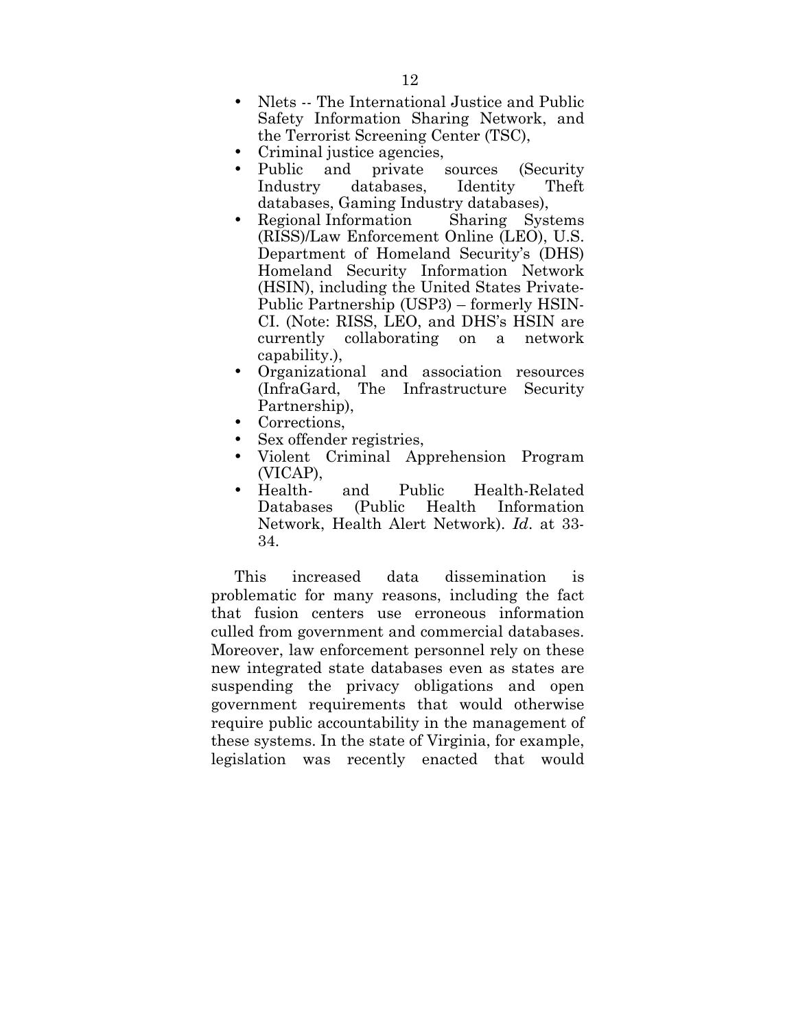- Nlets -- The International Justice and Public Safety Information Sharing Network, and the Terrorist Screening Center (TSC),
- Criminal justice agencies,
- Public and private sources (Security Industry databases, Identity Theft databases, Gaming Industry databases),
- Regional Information Sharing Systems (RISS)/Law Enforcement Online (LEO), U.S. Department of Homeland Security's (DHS) Homeland Security Information Network (HSIN), including the United States Private-Public Partnership (USP3) – formerly HSIN-CI. (Note: RISS, LEO, and DHS's HSIN are currently collaborating on a network capability.),
- Organizational and association resources (InfraGard, The Infrastructure Security Partnership),
- Corrections,
- Sex offender registries,
- Violent Criminal Apprehension Program (VICAP),
- Health- and Public Health-Related Databases (Public Health Information Network, Health Alert Network). *Id*. at 33-34.

This increased data dissemination is problematic for many reasons, including the fact that fusion centers use erroneous information culled from government and commercial databases. Moreover, law enforcement personnel rely on these new integrated state databases even as states are suspending the privacy obligations and open government requirements that would otherwise require public accountability in the management of these systems. In the state of Virginia, for example, legislation was recently enacted that would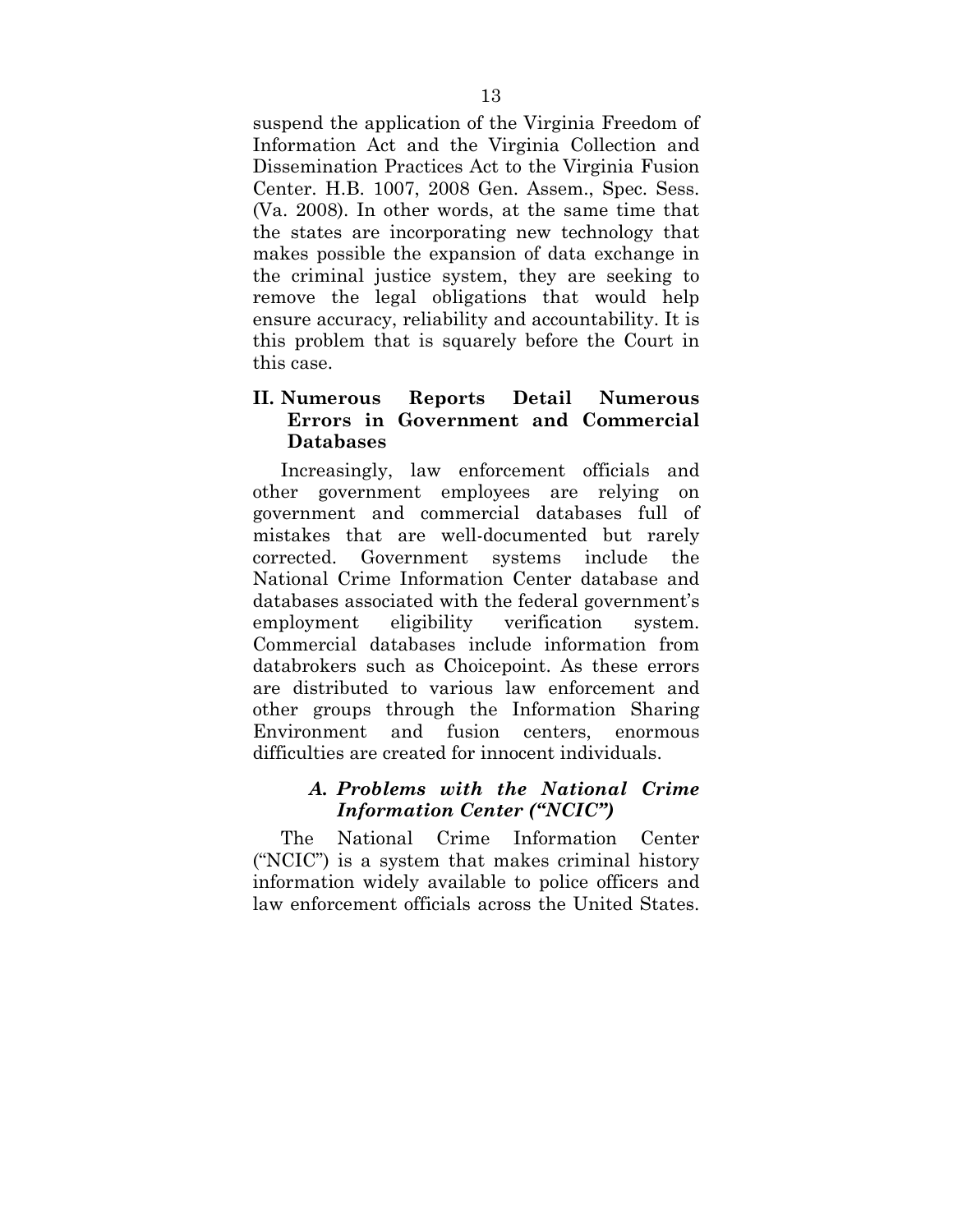suspend the application of the Virginia Freedom of Information Act and the Virginia Collection and Dissemination Practices Act to the Virginia Fusion Center. H.B. 1007, 2008 Gen. Assem., Spec. Sess. (Va. 2008). In other words, at the same time that the states are incorporating new technology that makes possible the expansion of data exchange in the criminal justice system, they are seeking to remove the legal obligations that would help ensure accuracy, reliability and accountability. It is this problem that is squarely before the Court in this case.

## II. Numerous Reports Detail Numerous Errors in Government and Commercial Databases

Increasingly, law enforcement officials and other government employees are relying on government and commercial databases full of mistakes that are well-documented but rarely corrected. Government systems include the National Crime Information Center database and databases associated with the federal government's employment eligibility verification system. Commercial databases include information from databrokers such as Choicepoint. As these errors are distributed to various law enforcement and other groups through the Information Sharing Environment and fusion centers, enormous difficulties are created for innocent individuals.

### *A. Problems with the National Crime Information Center ("NCIC")*

The National Crime Information Center ("NCIC") is a system that makes criminal history information widely available to police officers and law enforcement officials across the United States.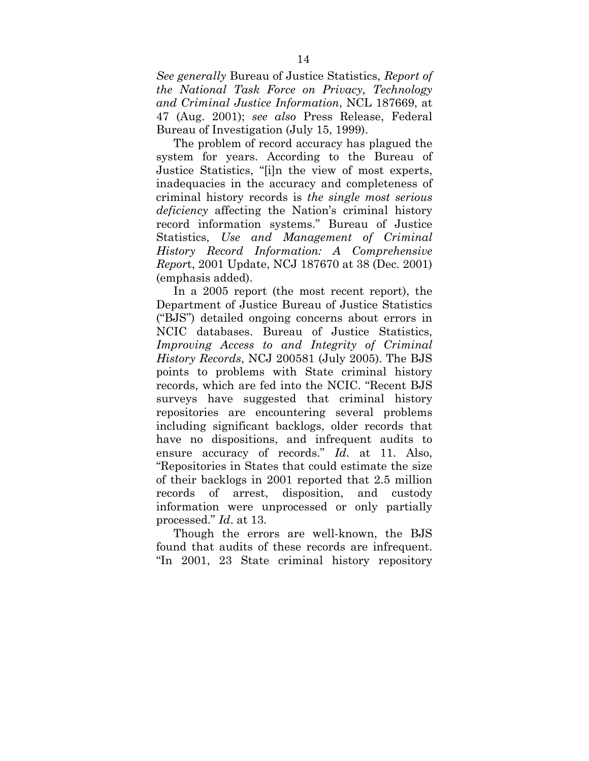*See generally* Bureau of Justice Statistics, *Report of the National Task Force on Privacy, Technology and Criminal Justice Information*, NCL 187669, at 47 (Aug. 2001); *see also* Press Release, Federal Bureau of Investigation (July 15, 1999).

The problem of record accuracy has plagued the system for years. According to the Bureau of Justice Statistics, "[i]n the view of most experts, inadequacies in the accuracy and completeness of criminal history records is *the single most serious deficiency* affecting the Nation's criminal history record information systems." Bureau of Justice Statistics, *Use and Management of Criminal History Record Information: A Comprehensive Repor*t, 2001 Update, NCJ 187670 at 38 (Dec. 2001) (emphasis added).

In a 2005 report (the most recent report), the Department of Justice Bureau of Justice Statistics ("BJS") detailed ongoing concerns about errors in NCIC databases. Bureau of Justice Statistics, *Improving Access to and Integrity of Criminal History Records*, NCJ 200581 (July 2005). The BJS points to problems with State criminal history records, which are fed into the NCIC. "Recent BJS surveys have suggested that criminal history repositories are encountering several problems including significant backlogs, older records that have no dispositions, and infrequent audits to ensure accuracy of records." *Id*. at 11. Also, "Repositories in States that could estimate the size of their backlogs in 2001 reported that 2.5 million records of arrest, disposition, and custody information were unprocessed or only partially processed." *Id*. at 13.

Though the errors are well-known, the BJS found that audits of these records are infrequent. "In 2001, 23 State criminal history repository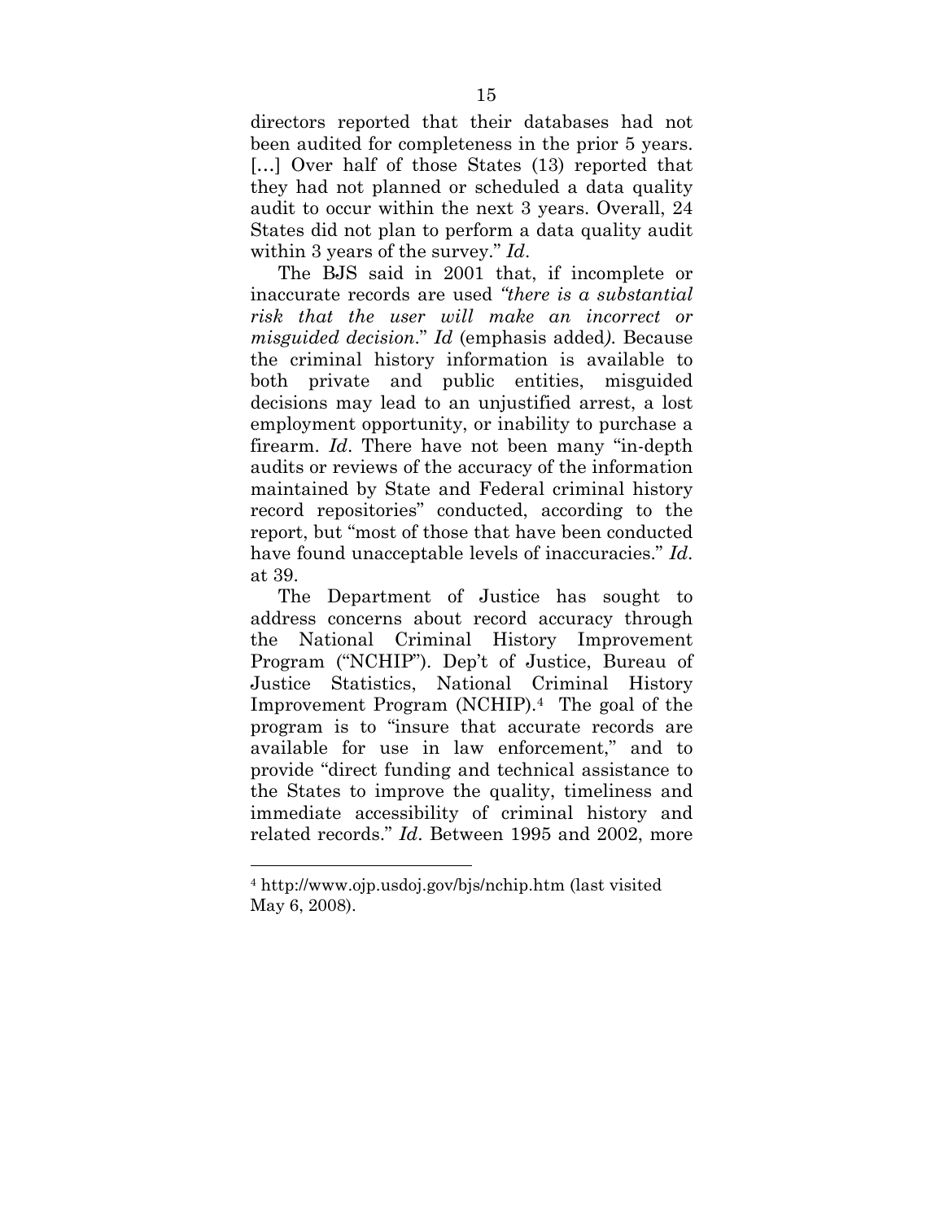directors reported that their databases had not been audited for completeness in the prior 5 years. [...] Over half of those States (13) reported that they had not planned or scheduled a data quality audit to occur within the next 3 years. Overall, 24 States did not plan to perform a data quality audit within 3 years of the survey." *Id*.

The BJS said in 2001 that, if incomplete or inaccurate records are used *"there is a substantial risk that the user will make an incorrect or misguided decision*." *Id* (emphasis added*).* Because the criminal history information is available to both private and public entities, misguided decisions may lead to an unjustified arrest, a lost employment opportunity, or inability to purchase a firearm. *Id*. There have not been many "in-depth audits or reviews of the accuracy of the information maintained by State and Federal criminal history record repositories" conducted, according to the report, but "most of those that have been conducted have found unacceptable levels of inaccuracies." *Id.* at 39.

The Department of Justice has sought to address concerns about record accuracy through the National Criminal History Improvement Program ("NCHIP"). Dep't of Justice, Bureau of Justice Statistics, National Criminal History Improvement Program (NCHIP).[4] The goal of the program is to "insure that accurate records are available for use in law enforcement," and to provide "direct funding and technical assistance to the States to improve the quality, timeliness and immediate accessibility of criminal history and related records." *Id*. Between 1995 and 2002, more

---

[4] http://www.ojp.usdoj.gov/bjs/nchip.htm (last visited May 6, 2008).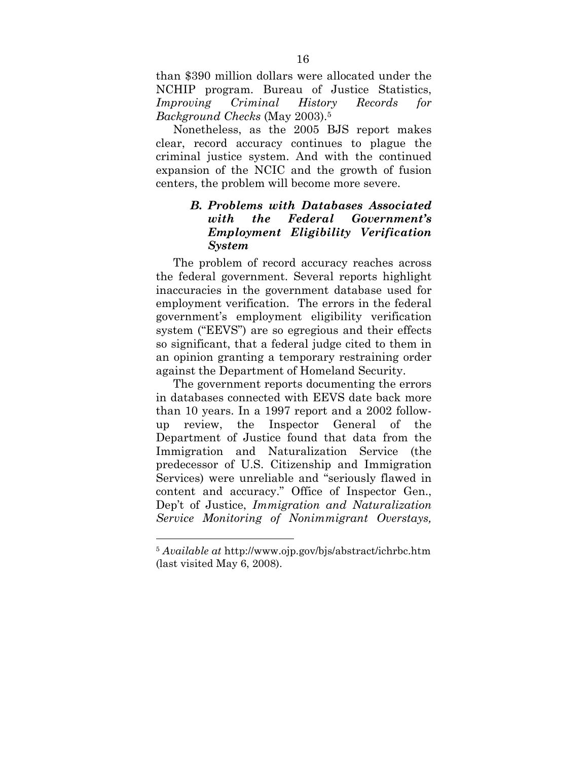than $390 million dollars were allocated under the NCHIP program. Bureau of Justice Statistics, *Improving Criminal History Records for Background Checks* (May 2003).[5]

Nonetheless, as the 2005 BJS report makes clear, record accuracy continues to plague the criminal justice system. And with the continued expansion of the NCIC and the growth of fusion centers, the problem will become more severe.

### *B. Problems with Databases Associated with the Federal Government's Employment Eligibility Verification System*

The problem of record accuracy reaches across the federal government. Several reports highlight inaccuracies in the government database used for employment verification. The errors in the federal government's employment eligibility verification system ("EEVS") are so egregious and their effects so significant, that a federal judge cited to them in an opinion granting a temporary restraining order against the Department of Homeland Security.

The government reports documenting the errors in databases connected with EEVS date back more than 10 years. In a 1997 report and a 2002 follow-up review, the Inspector General of the Department of Justice found that data from the Immigration and Naturalization Service (the predecessor of U.S. Citizenship and Immigration Services) were unreliable and "seriously flawed in content and accuracy." Office of Inspector Gen., Dep't of Justice, *Immigration and Naturalization Service Monitoring of Nonimmigrant Overstays,*

---

[5] *Available at* http://www.ojp.gov/bjs/abstract/ichrbc.htm (last visited May 6, 2008).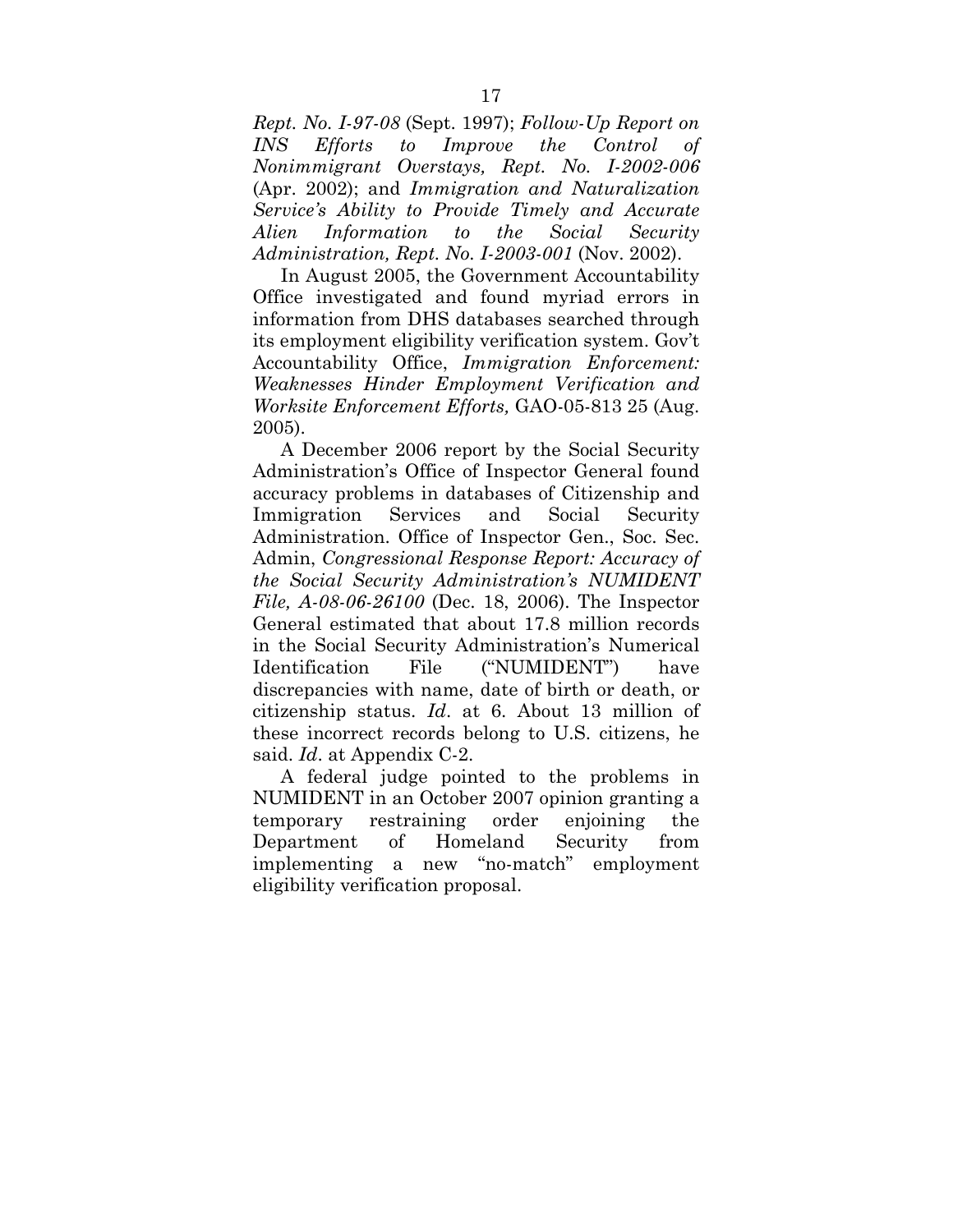*Rept. No. I-97-08* (Sept. 1997); *Follow-Up Report on INS Efforts to Improve the Control of Nonimmigrant Overstays, Rept. No. I-2002-006* (Apr. 2002); and *Immigration and Naturalization Service's Ability to Provide Timely and Accurate Alien Information to the Social Security Administration, Rept. No. I-2003-001* (Nov. 2002).

In August 2005, the Government Accountability Office investigated and found myriad errors in information from DHS databases searched through its employment eligibility verification system. Gov't Accountability Office, *Immigration Enforcement: Weaknesses Hinder Employment Verification and Worksite Enforcement Efforts,* GAO-05-813 25 (Aug. 2005).

A December 2006 report by the Social Security Administration's Office of Inspector General found accuracy problems in databases of Citizenship and Immigration Services and Social Security Administration. Office of Inspector Gen., Soc. Sec. Admin, *Congressional Response Report: Accuracy of the Social Security Administration's NUMIDENT File, A-08-06-26100* (Dec. 18, 2006). The Inspector General estimated that about 17.8 million records in the Social Security Administration's Numerical Identification File ("NUMIDENT") have discrepancies with name, date of birth or death, or citizenship status. *Id*. at 6. About 13 million of these incorrect records belong to U.S. citizens, he said. *Id*. at Appendix C-2.

A federal judge pointed to the problems in NUMIDENT in an October 2007 opinion granting a temporary restraining order enjoining the Department of Homeland Security from implementing a new "no-match" employment eligibility verification proposal.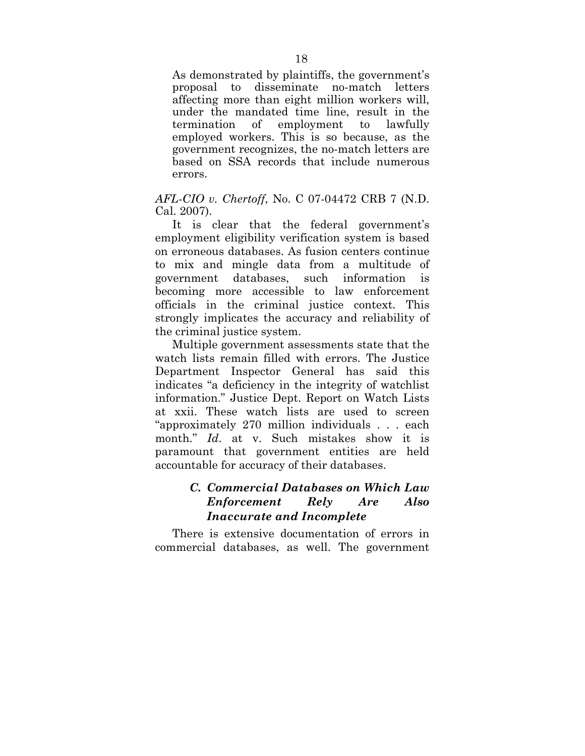> As demonstrated by plaintiffs, the government's proposal to disseminate no-match letters affecting more than eight million workers will, under the mandated time line, result in the termination of employment to lawfully employed workers. This is so because, as the government recognizes, the no-match letters are based on SSA records that include numerous errors.

*AFL-CIO v. Chertoff*, No. C 07-04472 CRB 7 (N.D. Cal. 2007).

It is clear that the federal government's employment eligibility verification system is based on erroneous databases. As fusion centers continue to mix and mingle data from a multitude of government databases, such information is becoming more accessible to law enforcement officials in the criminal justice context. This strongly implicates the accuracy and reliability of the criminal justice system.

Multiple government assessments state that the watch lists remain filled with errors. The Justice Department Inspector General has said this indicates "a deficiency in the integrity of watchlist information." Justice Dept. Report on Watch Lists at xxii. These watch lists are used to screen "approximately 270 million individuals . . . each month." *Id*. at v. Such mistakes show it is paramount that government entities are held accountable for accuracy of their databases.

### *C. Commercial Databases on Which Law Enforcement Rely Are Also Inaccurate and Incomplete*

There is extensive documentation of errors in commercial databases, as well. The government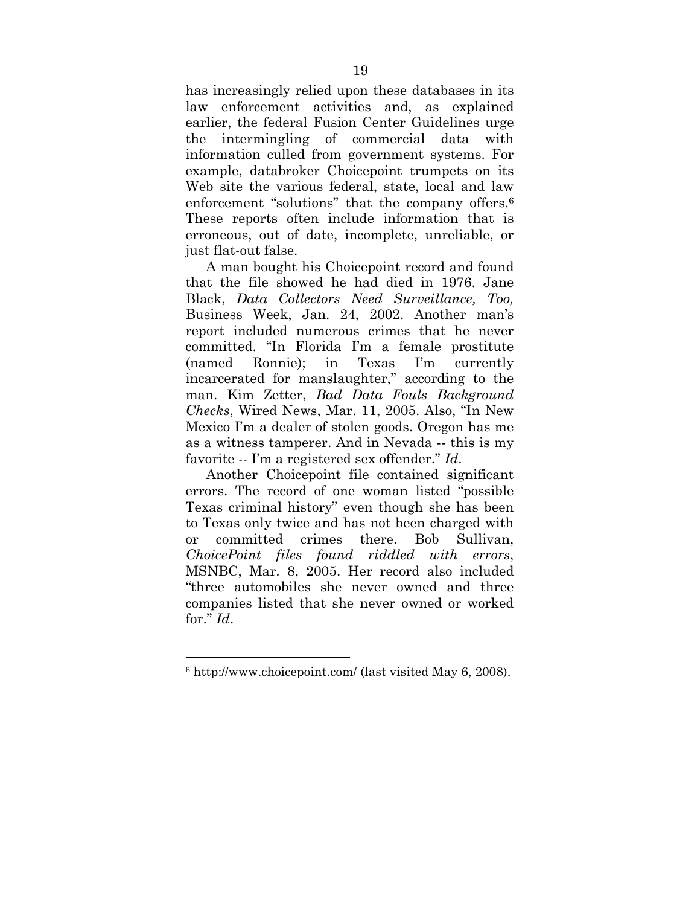has increasingly relied upon these databases in its law enforcement activities and, as explained earlier, the federal Fusion Center Guidelines urge the intermingling of commercial data with information culled from government systems. For example, databroker Choicepoint trumpets on its Web site the various federal, state, local and law enforcement "solutions" that the company offers.[6] These reports often include information that is erroneous, out of date, incomplete, unreliable, or just flat-out false.

A man bought his Choicepoint record and found that the file showed he had died in 1976. Jane Black, *Data Collectors Need Surveillance, Too,* Business Week, Jan. 24, 2002. Another man's report included numerous crimes that he never committed. "In Florida I'm a female prostitute (named Ronnie); in Texas I'm currently incarcerated for manslaughter," according to the man. Kim Zetter, *Bad Data Fouls Background Checks*, Wired News, Mar. 11, 2005. Also, "In New Mexico I'm a dealer of stolen goods. Oregon has me as a witness tamperer. And in Nevada -- this is my favorite -- I'm a registered sex offender." *Id*.

Another Choicepoint file contained significant errors. The record of one woman listed "possible Texas criminal history" even though she has been to Texas only twice and has not been charged with or committed crimes there. Bob Sullivan, *ChoicePoint files found riddled with errors*, MSNBC, Mar. 8, 2005. Her record also included "three automobiles she never owned and three companies listed that she never owned or worked for." *Id*.

---

[6] http://www.choicepoint.com/ (last visited May 6, 2008).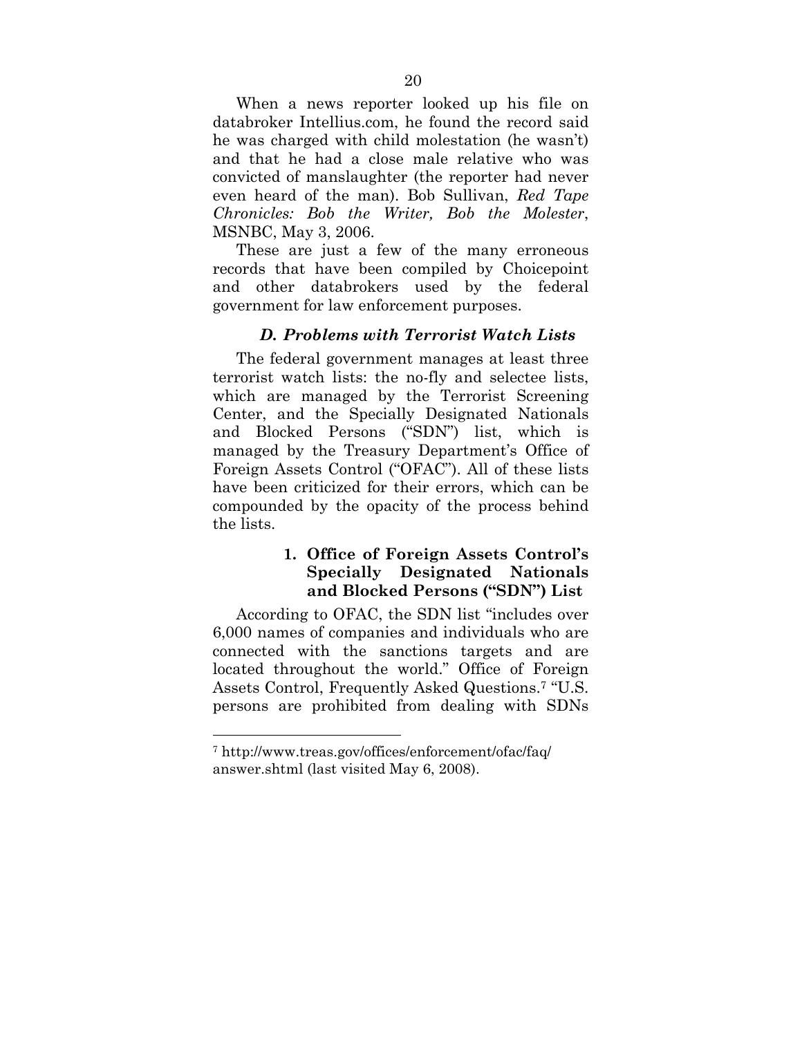When a news reporter looked up his file on databroker Intellius.com, he found the record said he was charged with child molestation (he wasn't) and that he had a close male relative who was convicted of manslaughter (the reporter had never even heard of the man). Bob Sullivan, *Red Tape Chronicles: Bob the Writer, Bob the Molester*, MSNBC, May 3, 2006.

These are just a few of the many erroneous records that have been compiled by Choicepoint and other databrokers used by the federal government for law enforcement purposes.

### *D. Problems with Terrorist Watch Lists*

The federal government manages at least three terrorist watch lists: the no-fly and selectee lists, which are managed by the Terrorist Screening Center, and the Specially Designated Nationals and Blocked Persons ("SDN") list, which is managed by the Treasury Department's Office of Foreign Assets Control ("OFAC"). All of these lists have been criticized for their errors, which can be compounded by the opacity of the process behind the lists.

#### 1. Office of Foreign Assets Control's Specially Designated Nationals and Blocked Persons ("SDN") List

According to OFAC, the SDN list "includes over 6,000 names of companies and individuals who are connected with the sanctions targets and are located throughout the world." Office of Foreign Assets Control, Frequently Asked Questions.[7] "U.S. persons are prohibited from dealing with SDNs

[7] http://www.treas.gov/offices/enforcement/ofac/faq/answer.shtml (last visited May 6, 2008).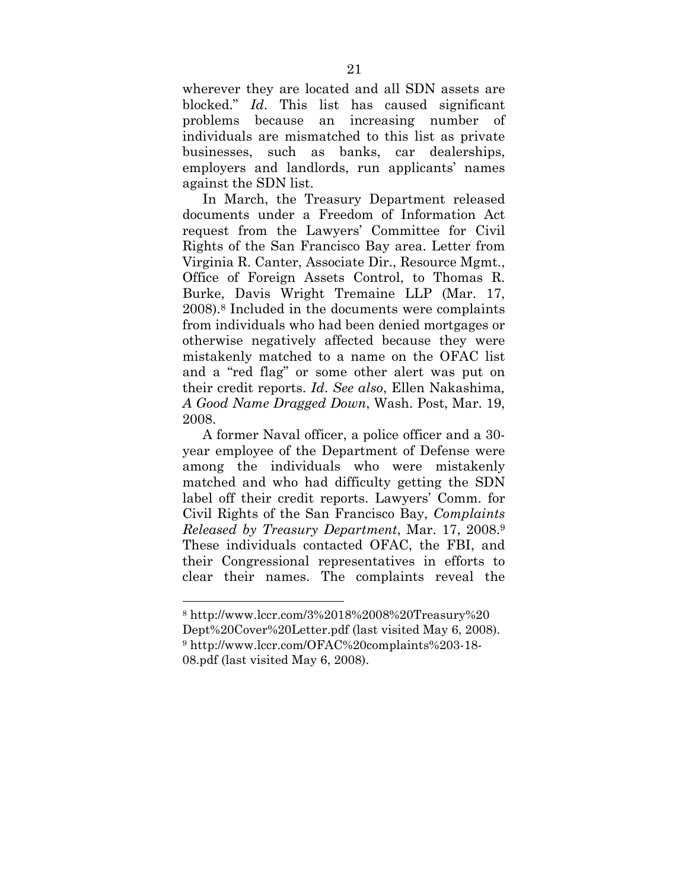wherever they are located and all SDN assets are blocked." *Id*. This list has caused significant problems because an increasing number of individuals are mismatched to this list as private businesses, such as banks, car dealerships, employers and landlords, run applicants' names against the SDN list.

In March, the Treasury Department released documents under a Freedom of Information Act request from the Lawyers' Committee for Civil Rights of the San Francisco Bay area. Letter from Virginia R. Canter, Associate Dir., Resource Mgmt., Office of Foreign Assets Control, to Thomas R. Burke, Davis Wright Tremaine LLP (Mar. 17, 2008).[8] Included in the documents were complaints from individuals who had been denied mortgages or otherwise negatively affected because they were mistakenly matched to a name on the OFAC list and a "red flag" or some other alert was put on their credit reports. *Id*. *See also*, Ellen Nakashima, *A Good Name Dragged Down*, Wash. Post, Mar. 19, 2008.

A former Naval officer, a police officer and a 30-year employee of the Department of Defense were among the individuals who were mistakenly matched and who had difficulty getting the SDN label off their credit reports. Lawyers' Comm. for Civil Rights of the San Francisco Bay, *Complaints Released by Treasury Department*, Mar. 17, 2008.[9] These individuals contacted OFAC, the FBI, and their Congressional representatives in efforts to clear their names. The complaints reveal the

---

[8] http://www.lccr.com/3%2018%2008%20Treasury%20Dept%20Cover%20Letter.pdf (last visited May 6, 2008).

[9] http://www.lccr.com/OFAC%20complaints%203-18-08.pdf (last visited May 6, 2008).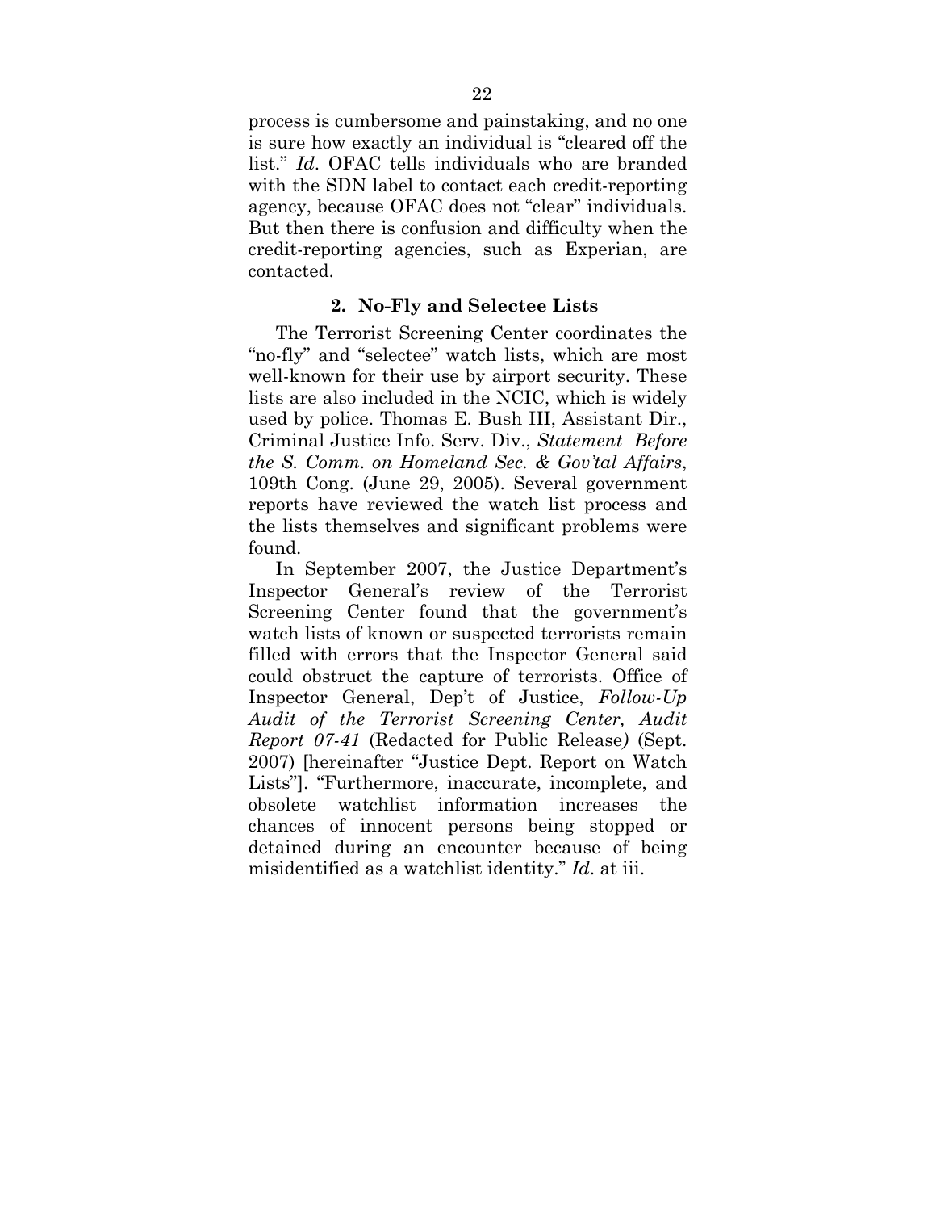process is cumbersome and painstaking, and no one is sure how exactly an individual is "cleared off the list." *Id*. OFAC tells individuals who are branded with the SDN label to contact each credit-reporting agency, because OFAC does not "clear" individuals. But then there is confusion and difficulty when the credit-reporting agencies, such as Experian, are contacted.

#### 2. No-Fly and Selectee Lists

The Terrorist Screening Center coordinates the "no-fly" and "selectee" watch lists, which are most well-known for their use by airport security. These lists are also included in the NCIC, which is widely used by police. Thomas E. Bush III, Assistant Dir., Criminal Justice Info. Serv. Div., *Statement Before the S. Comm. on Homeland Sec. & Gov'tal Affairs*, 109th Cong. (June 29, 2005). Several government reports have reviewed the watch list process and the lists themselves and significant problems were found.

In September 2007, the Justice Department's Inspector General's review of the Terrorist Screening Center found that the government's watch lists of known or suspected terrorists remain filled with errors that the Inspector General said could obstruct the capture of terrorists. Office of Inspector General, Dep't of Justice, *Follow-Up Audit of the Terrorist Screening Center, Audit Report 07-41* (Redacted for Public Release) (Sept. 2007) [hereinafter "Justice Dept. Report on Watch Lists"]. "Furthermore, inaccurate, incomplete, and obsolete watchlist information increases the chances of innocent persons being stopped or detained during an encounter because of being misidentified as a watchlist identity." *Id*. at iii.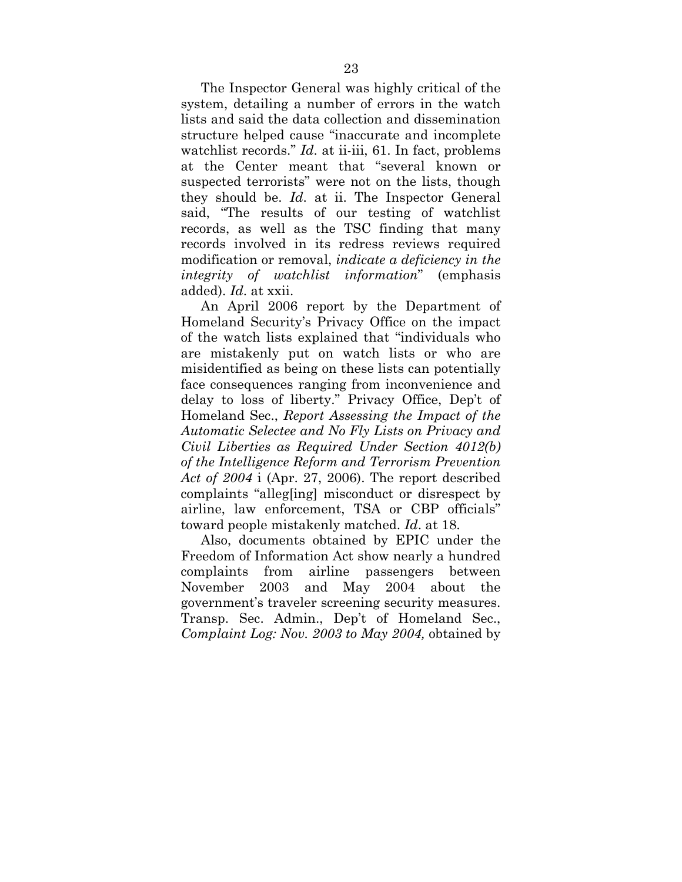The Inspector General was highly critical of the system, detailing a number of errors in the watch lists and said the data collection and dissemination structure helped cause "inaccurate and incomplete watchlist records." *Id*. at ii-iii, 61. In fact, problems at the Center meant that "several known or suspected terrorists" were not on the lists, though they should be. *Id*. at ii. The Inspector General said, "The results of our testing of watchlist records, as well as the TSC finding that many records involved in its redress reviews required modification or removal, *indicate a deficiency in the integrity of watchlist information*" (emphasis added). *Id*. at xxii.

An April 2006 report by the Department of Homeland Security's Privacy Office on the impact of the watch lists explained that "individuals who are mistakenly put on watch lists or who are misidentified as being on these lists can potentially face consequences ranging from inconvenience and delay to loss of liberty." Privacy Office, Dep't of Homeland Sec., *Report Assessing the Impact of the Automatic Selectee and No Fly Lists on Privacy and Civil Liberties as Required Under Section 4012(b) of the Intelligence Reform and Terrorism Prevention Act of 2004* i (Apr. 27, 2006). The report described complaints "alleg[ing] misconduct or disrespect by airline, law enforcement, TSA or CBP officials" toward people mistakenly matched. *Id*. at 18.

Also, documents obtained by EPIC under the Freedom of Information Act show nearly a hundred complaints from airline passengers between November 2003 and May 2004 about the government's traveler screening security measures. Transp. Sec. Admin., Dep't of Homeland Sec., *Complaint Log: Nov. 2003 to May 2004,* obtained by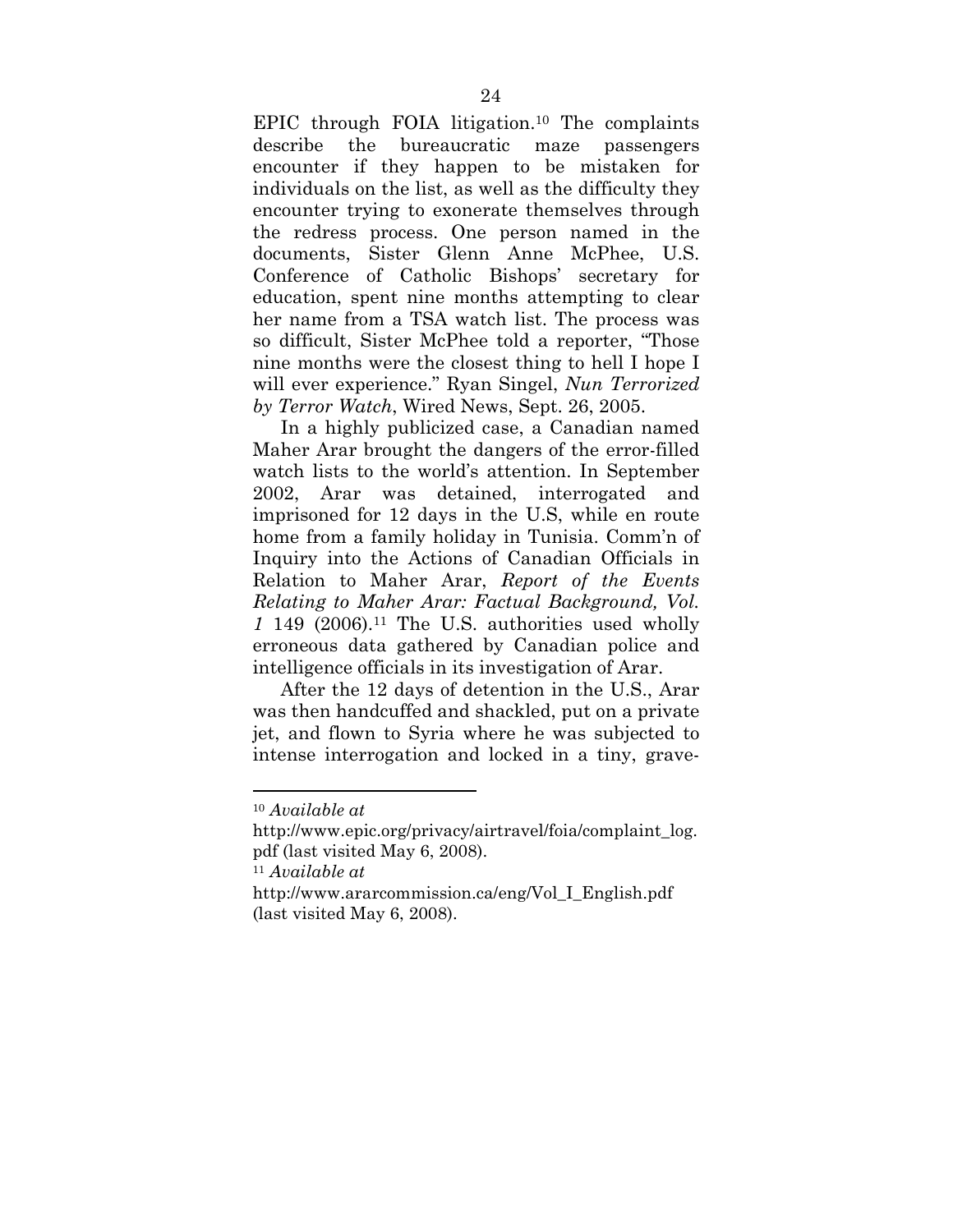EPIC through FOIA litigation.[10] The complaints describe the bureaucratic maze passengers encounter if they happen to be mistaken for individuals on the list, as well as the difficulty they encounter trying to exonerate themselves through the redress process. One person named in the documents, Sister Glenn Anne McPhee, U.S. Conference of Catholic Bishops' secretary for education, spent nine months attempting to clear her name from a TSA watch list. The process was so difficult, Sister McPhee told a reporter, "Those nine months were the closest thing to hell I hope I will ever experience." Ryan Singel, *Nun Terrorized by Terror Watch*, Wired News, Sept. 26, 2005.

In a highly publicized case, a Canadian named Maher Arar brought the dangers of the error-filled watch lists to the world's attention. In September 2002, Arar was detained, interrogated and imprisoned for 12 days in the U.S, while en route home from a family holiday in Tunisia. Comm'n of Inquiry into the Actions of Canadian Officials in Relation to Maher Arar, *Report of the Events Relating to Maher Arar: Factual Background, Vol. 1* 149 (2006).[11] The U.S. authorities used wholly erroneous data gathered by Canadian police and intelligence officials in its investigation of Arar.

After the 12 days of detention in the U.S., Arar was then handcuffed and shackled, put on a private jet, and flown to Syria where he was subjected to intense interrogation and locked in a tiny, grave-

---

[10] *Available at* http://www.epic.org/privacy/airtravel/foia/complaint_log.pdf (last visited May 6, 2008).

[11] *Available at* http://www.ararcommission.ca/eng/Vol_I_English.pdf (last visited May 6, 2008).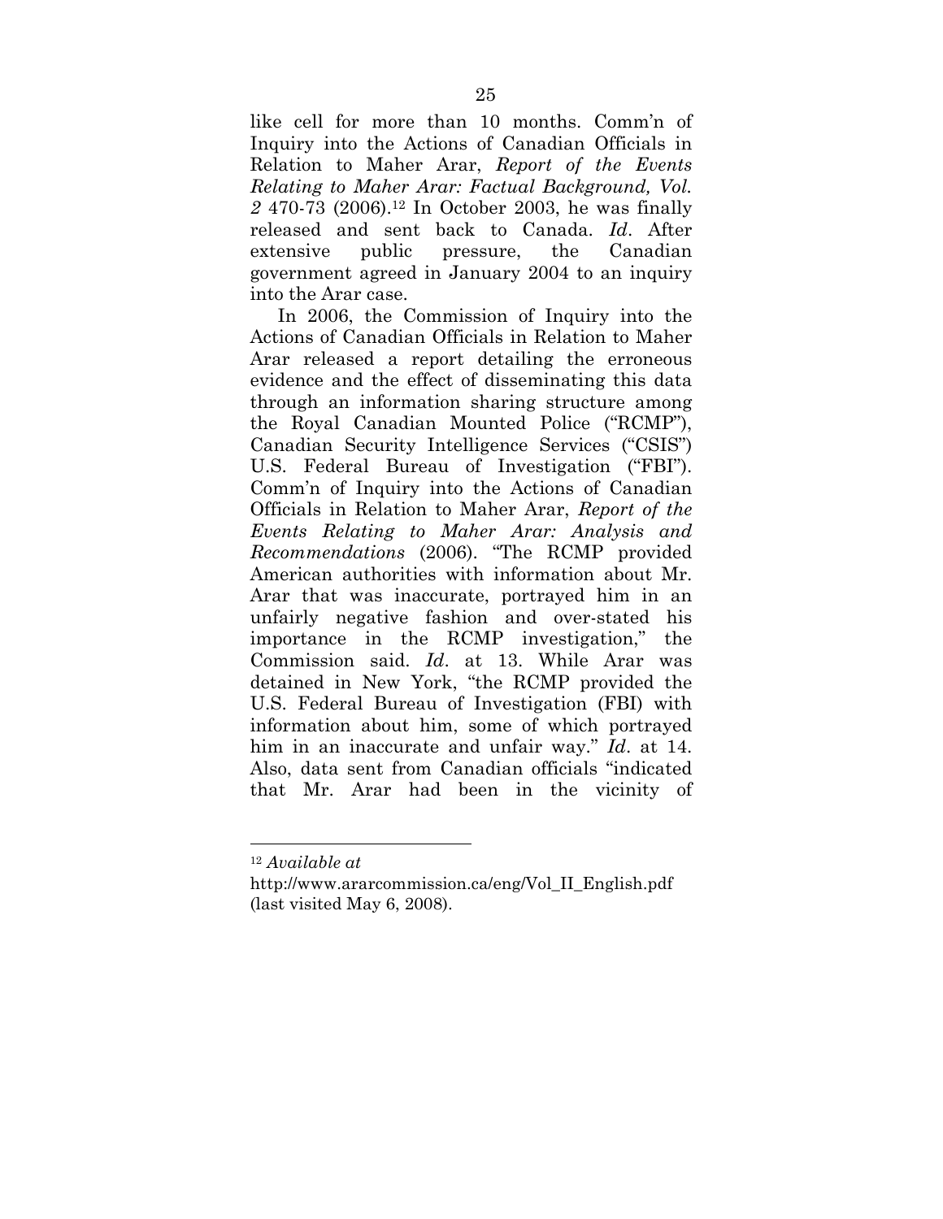like cell for more than 10 months. Comm'n of Inquiry into the Actions of Canadian Officials in Relation to Maher Arar, *Report of the Events Relating to Maher Arar: Factual Background, Vol. 2* 470-73 (2006).[12] In October 2003, he was finally released and sent back to Canada. *Id*. After extensive public pressure, the Canadian government agreed in January 2004 to an inquiry into the Arar case.

In 2006, the Commission of Inquiry into the Actions of Canadian Officials in Relation to Maher Arar released a report detailing the erroneous evidence and the effect of disseminating this data through an information sharing structure among the Royal Canadian Mounted Police ("RCMP"), Canadian Security Intelligence Services ("CSIS") U.S. Federal Bureau of Investigation ("FBI"). Comm'n of Inquiry into the Actions of Canadian Officials in Relation to Maher Arar, *Report of the Events Relating to Maher Arar: Analysis and Recommendations* (2006). "The RCMP provided American authorities with information about Mr. Arar that was inaccurate, portrayed him in an unfairly negative fashion and over-stated his importance in the RCMP investigation," the Commission said. *Id*. at 13. While Arar was detained in New York, "the RCMP provided the U.S. Federal Bureau of Investigation (FBI) with information about him, some of which portrayed him in an inaccurate and unfair way." *Id*. at 14. Also, data sent from Canadian officials "indicated that Mr. Arar had been in the vicinity of

---

[12] *Available at* http://www.ararcommission.ca/eng/Vol_II_English.pdf (last visited May 6, 2008).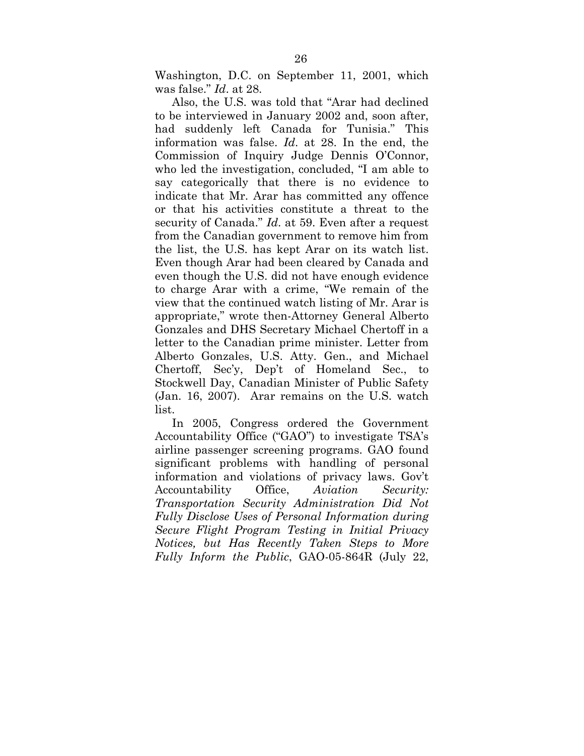Washington, D.C. on September 11, 2001, which was false." *Id*. at 28.

Also, the U.S. was told that "Arar had declined to be interviewed in January 2002 and, soon after, had suddenly left Canada for Tunisia." This information was false. *Id*. at 28. In the end, the Commission of Inquiry Judge Dennis O'Connor, who led the investigation, concluded, "I am able to say categorically that there is no evidence to indicate that Mr. Arar has committed any offence or that his activities constitute a threat to the security of Canada." *Id*. at 59. Even after a request from the Canadian government to remove him from the list, the U.S. has kept Arar on its watch list. Even though Arar had been cleared by Canada and even though the U.S. did not have enough evidence to charge Arar with a crime, "We remain of the view that the continued watch listing of Mr. Arar is appropriate," wrote then-Attorney General Alberto Gonzales and DHS Secretary Michael Chertoff in a letter to the Canadian prime minister. Letter from Alberto Gonzales, U.S. Atty. Gen., and Michael Chertoff, Sec'y, Dep't of Homeland Sec., to Stockwell Day, Canadian Minister of Public Safety (Jan. 16, 2007). Arar remains on the U.S. watch list.

In 2005, Congress ordered the Government Accountability Office ("GAO") to investigate TSA's airline passenger screening programs. GAO found significant problems with handling of personal information and violations of privacy laws. Gov't Accountability Office, *Aviation Security: Transportation Security Administration Did Not Fully Disclose Uses of Personal Information during Secure Flight Program Testing in Initial Privacy Notices, but Has Recently Taken Steps to More Fully Inform the Public*, GAO-05-864R (July 22,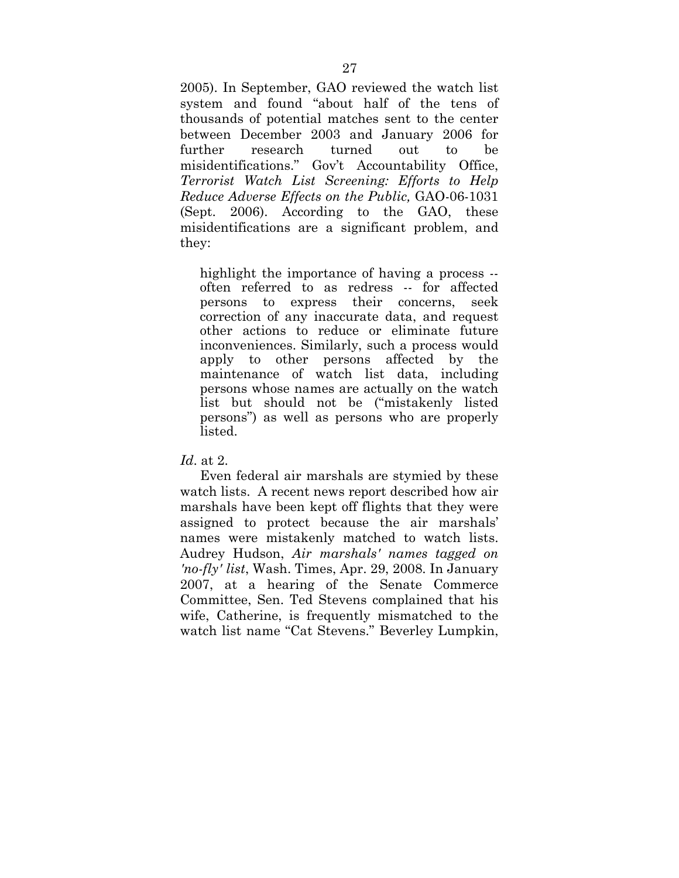2005). In September, GAO reviewed the watch list system and found "about half of the tens of thousands of potential matches sent to the center between December 2003 and January 2006 for further research turned out to be misidentifications." Gov't Accountability Office, *Terrorist Watch List Screening: Efforts to Help Reduce Adverse Effects on the Public,* GAO-06-1031 (Sept. 2006). According to the GAO, these misidentifications are a significant problem, and they:

> highlight the importance of having a process -- often referred to as redress -- for affected persons to express their concerns, seek correction of any inaccurate data, and request other actions to reduce or eliminate future inconveniences. Similarly, such a process would apply to other persons affected by the maintenance of watch list data, including persons whose names are actually on the watch list but should not be ("mistakenly listed persons") as well as persons who are properly listed.

*Id*. at 2.

Even federal air marshals are stymied by these watch lists. A recent news report described how air marshals have been kept off flights that they were assigned to protect because the air marshals' names were mistakenly matched to watch lists. Audrey Hudson, *Air marshals' names tagged on 'no-fly' list*, Wash. Times, Apr. 29, 2008. In January 2007, at a hearing of the Senate Commerce Committee, Sen. Ted Stevens complained that his wife, Catherine, is frequently mismatched to the watch list name "Cat Stevens." Beverley Lumpkin,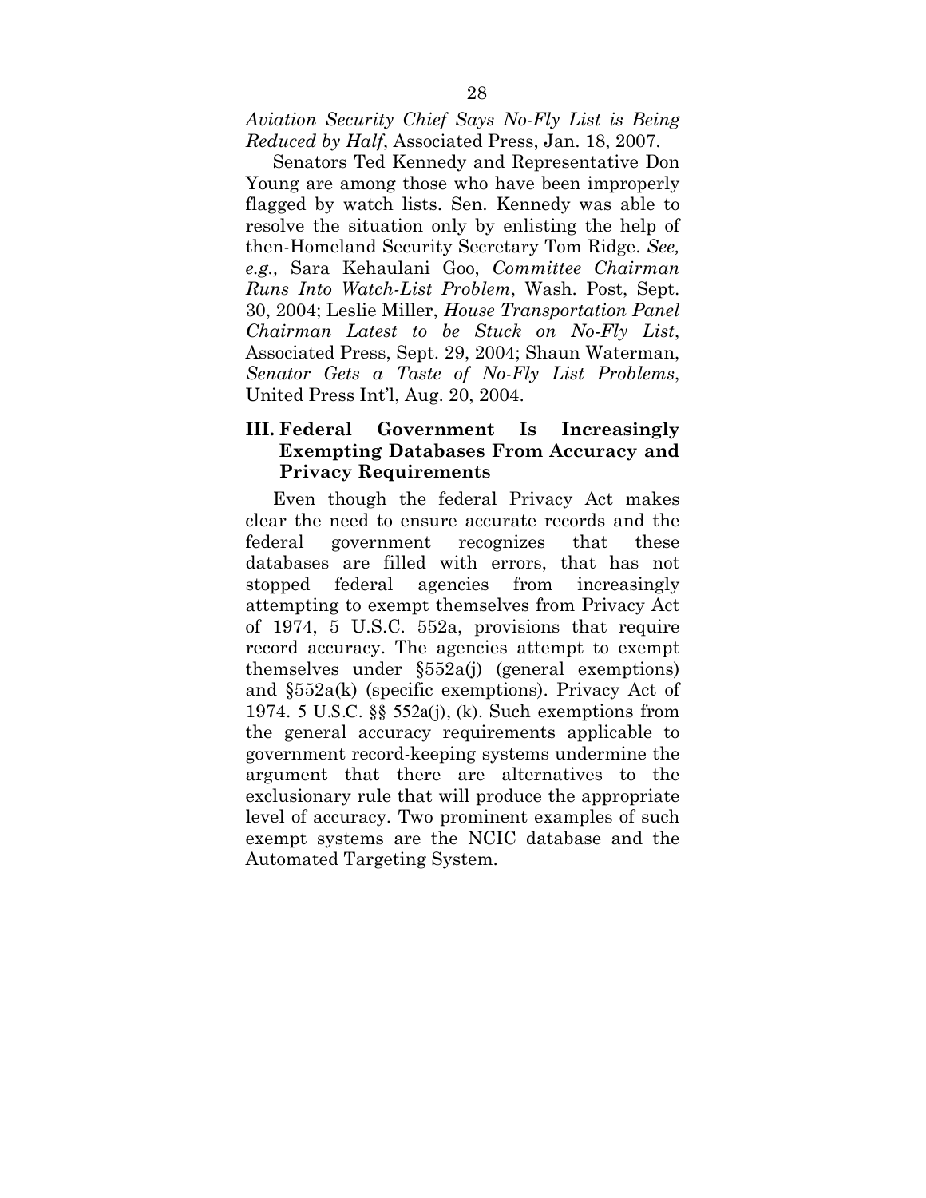*Aviation Security Chief Says No-Fly List is Being Reduced by Half*, Associated Press, Jan. 18, 2007.

Senators Ted Kennedy and Representative Don Young are among those who have been improperly flagged by watch lists. Sen. Kennedy was able to resolve the situation only by enlisting the help of then-Homeland Security Secretary Tom Ridge. *See, e.g.,* Sara Kehaulani Goo, *Committee Chairman Runs Into Watch-List Problem*, Wash. Post, Sept. 30, 2004; Leslie Miller, *House Transportation Panel Chairman Latest to be Stuck on No-Fly List*, Associated Press, Sept. 29, 2004; Shaun Waterman, *Senator Gets a Taste of No-Fly List Problems*, United Press Int'l, Aug. 20, 2004.

### III. Federal Government Is Increasingly Exempting Databases From Accuracy and Privacy Requirements

Even though the federal Privacy Act makes clear the need to ensure accurate records and the federal government recognizes that these databases are filled with errors, that has not stopped federal agencies from increasingly attempting to exempt themselves from Privacy Act of 1974, 5 U.S.C. 552a, provisions that require record accuracy. The agencies attempt to exempt themselves under §552a(j) (general exemptions) and §552a(k) (specific exemptions). Privacy Act of 1974. 5 U.S.C. §§ 552a(j), (k). Such exemptions from the general accuracy requirements applicable to government record-keeping systems undermine the argument that there are alternatives to the exclusionary rule that will produce the appropriate level of accuracy. Two prominent examples of such exempt systems are the NCIC database and the Automated Targeting System.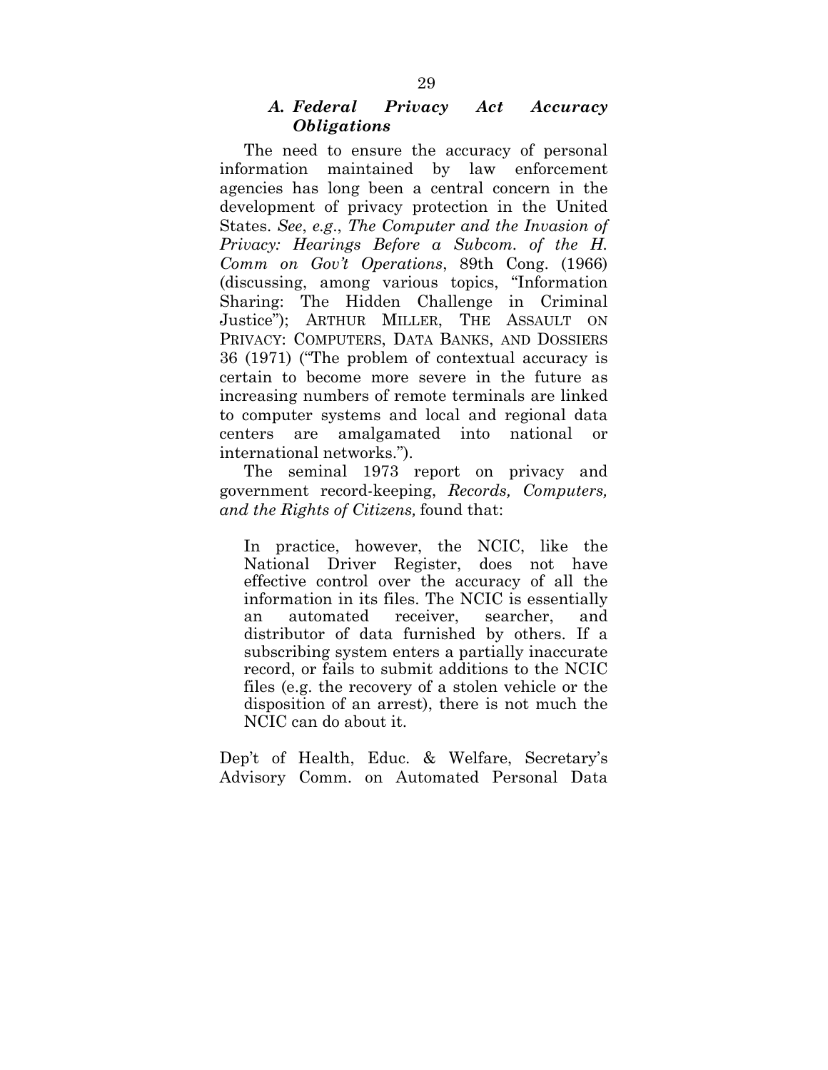### *A. Federal Privacy Act Accuracy Obligations*

The need to ensure the accuracy of personal information maintained by law enforcement agencies has long been a central concern in the development of privacy protection in the United States. *See*, *e.g*., *The Computer and the Invasion of Privacy: Hearings Before a Subcom. of the H. Comm on Gov't Operations*, 89th Cong. (1966) (discussing, among various topics, "Information Sharing: The Hidden Challenge in Criminal Justice"); ARTHUR MILLER, THE ASSAULT ON PRIVACY: COMPUTERS, DATA BANKS, AND DOSSIERS 36 (1971) ("The problem of contextual accuracy is certain to become more severe in the future as increasing numbers of remote terminals are linked to computer systems and local and regional data centers are amalgamated into national or international networks.").

The seminal 1973 report on privacy and government record-keeping, *Records, Computers, and the Rights of Citizens,* found that:

> In practice, however, the NCIC, like the National Driver Register, does not have effective control over the accuracy of all the information in its files. The NCIC is essentially an automated receiver, searcher, and distributor of data furnished by others. If a subscribing system enters a partially inaccurate record, or fails to submit additions to the NCIC files (e.g. the recovery of a stolen vehicle or the disposition of an arrest), there is not much the NCIC can do about it.

Dep't of Health, Educ. & Welfare, Secretary's Advisory Comm. on Automated Personal Data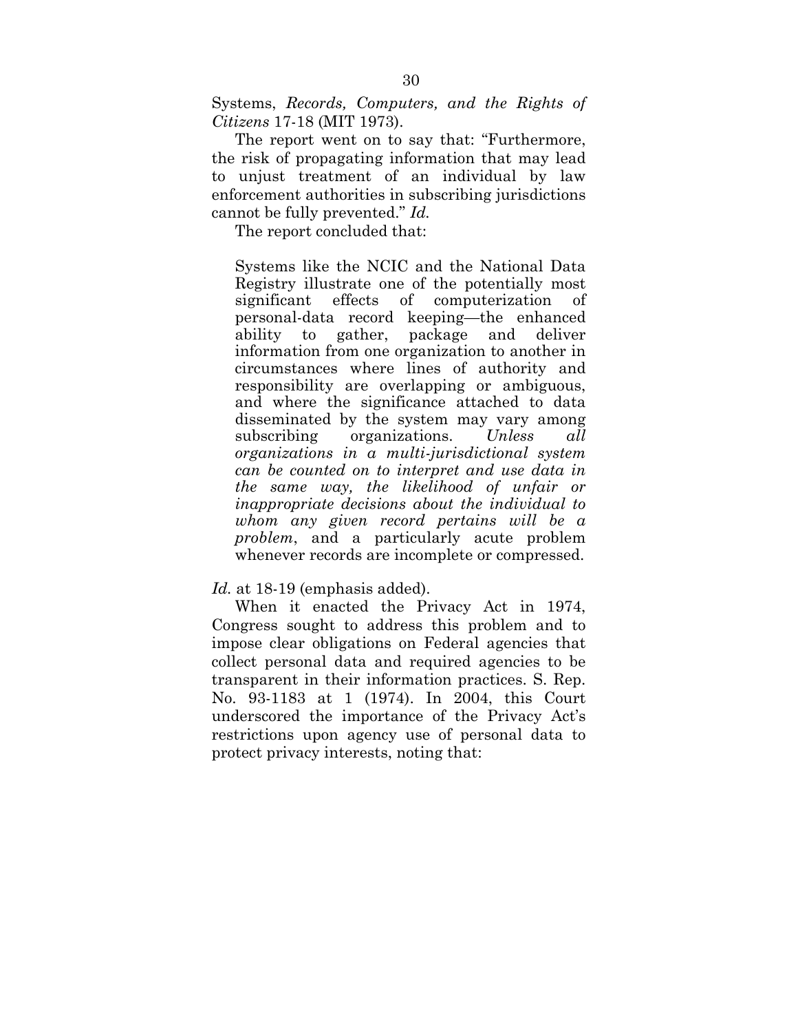Systems, *Records, Computers, and the Rights of Citizens* 17-18 (MIT 1973).

The report went on to say that: "Furthermore, the risk of propagating information that may lead to unjust treatment of an individual by law enforcement authorities in subscribing jurisdictions cannot be fully prevented." *Id.*

The report concluded that:

> Systems like the NCIC and the National Data Registry illustrate one of the potentially most significant effects of computerization of personal-data record keeping—the enhanced ability to gather, package and deliver information from one organization to another in circumstances where lines of authority and responsibility are overlapping or ambiguous, and where the significance attached to data disseminated by the system may vary among subscribing organizations. *Unless all organizations in a multi-jurisdictional system can be counted on to interpret and use data in the same way, the likelihood of unfair or inappropriate decisions about the individual to whom any given record pertains will be a problem*, and a particularly acute problem whenever records are incomplete or compressed.

*Id.* at 18-19 (emphasis added).

When it enacted the Privacy Act in 1974, Congress sought to address this problem and to impose clear obligations on Federal agencies that collect personal data and required agencies to be transparent in their information practices. S. Rep. No. 93-1183 at 1 (1974). In 2004, this Court underscored the importance of the Privacy Act's restrictions upon agency use of personal data to protect privacy interests, noting that: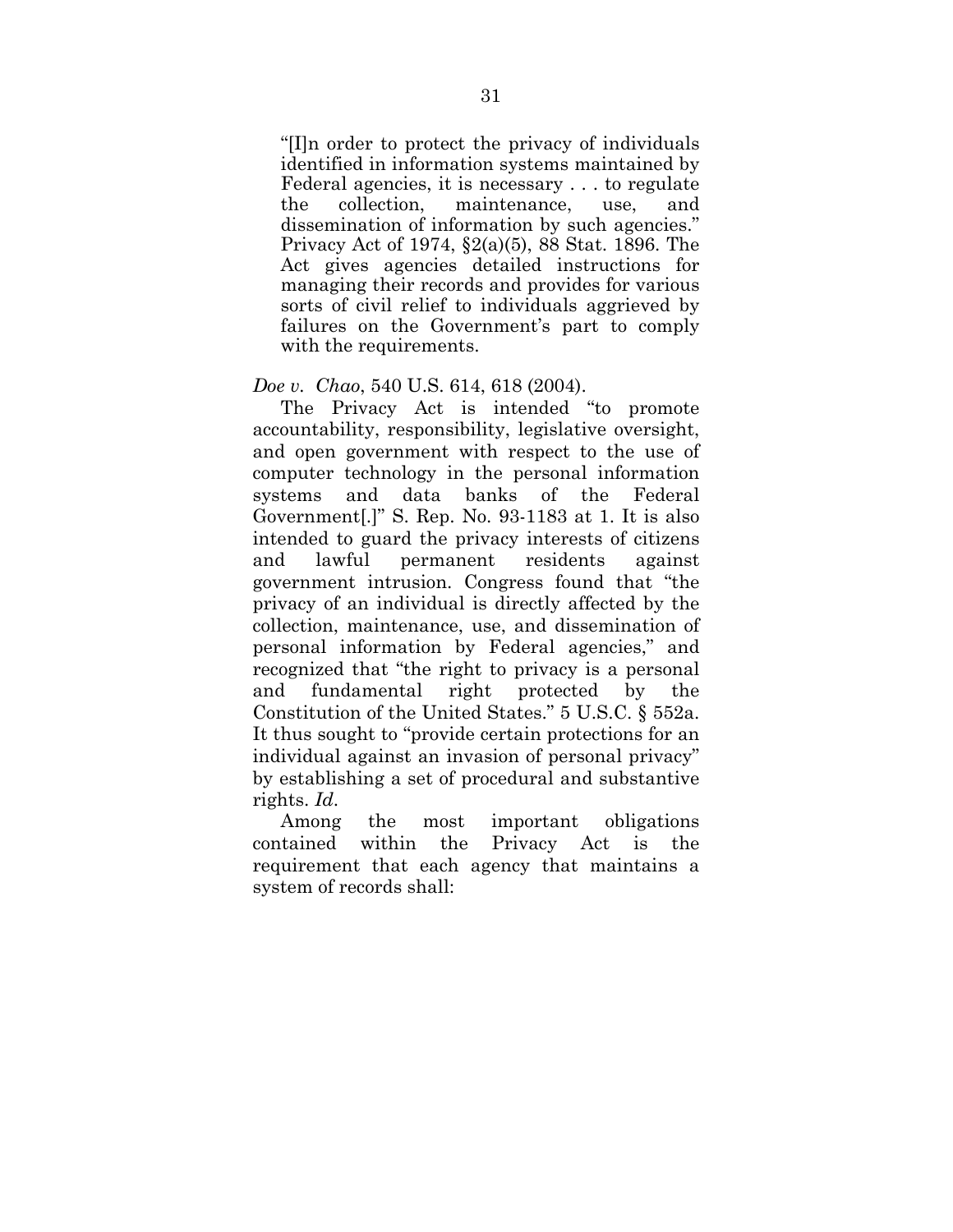> "[I]n order to protect the privacy of individuals identified in information systems maintained by Federal agencies, it is necessary . . . to regulate the collection, maintenance, use, and dissemination of information by such agencies." Privacy Act of 1974, §2(a)(5), 88 Stat. 1896. The Act gives agencies detailed instructions for managing their records and provides for various sorts of civil relief to individuals aggrieved by failures on the Government's part to comply with the requirements.

*Doe v. Chao*, 540 U.S. 614, 618 (2004).

The Privacy Act is intended "to promote accountability, responsibility, legislative oversight, and open government with respect to the use of computer technology in the personal information systems and data banks of the Federal Government[.]" S. Rep. No. 93-1183 at 1. It is also intended to guard the privacy interests of citizens and lawful permanent residents against government intrusion. Congress found that "the privacy of an individual is directly affected by the collection, maintenance, use, and dissemination of personal information by Federal agencies," and recognized that "the right to privacy is a personal and fundamental right protected by the Constitution of the United States." 5 U.S.C. § 552a. It thus sought to "provide certain protections for an individual against an invasion of personal privacy" by establishing a set of procedural and substantive rights. *Id*.

Among the most important obligations contained within the Privacy Act is the requirement that each agency that maintains a system of records shall: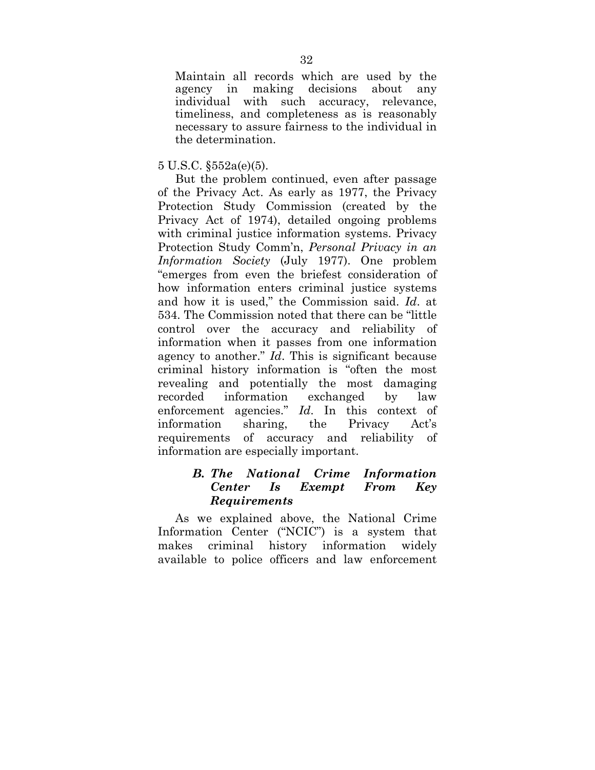> Maintain all records which are used by the agency in making decisions about any individual with such accuracy, relevance, timeliness, and completeness as is reasonably necessary to assure fairness to the individual in the determination.

5 U.S.C. §552a(e)(5).

But the problem continued, even after passage of the Privacy Act. As early as 1977, the Privacy Protection Study Commission (created by the Privacy Act of 1974), detailed ongoing problems with criminal justice information systems. Privacy Protection Study Comm'n, *Personal Privacy in an Information Society* (July 1977). One problem "emerges from even the briefest consideration of how information enters criminal justice systems and how it is used," the Commission said. *Id*. at 534. The Commission noted that there can be "little control over the accuracy and reliability of information when it passes from one information agency to another." *Id*. This is significant because criminal history information is "often the most revealing and potentially the most damaging recorded information exchanged by law enforcement agencies." *Id*. In this context of information sharing, the Privacy Act's requirements of accuracy and reliability of information are especially important.

### *B. The National Crime Information Center Is Exempt From Key Requirements*

As we explained above, the National Crime Information Center ("NCIC") is a system that makes criminal history information widely available to police officers and law enforcement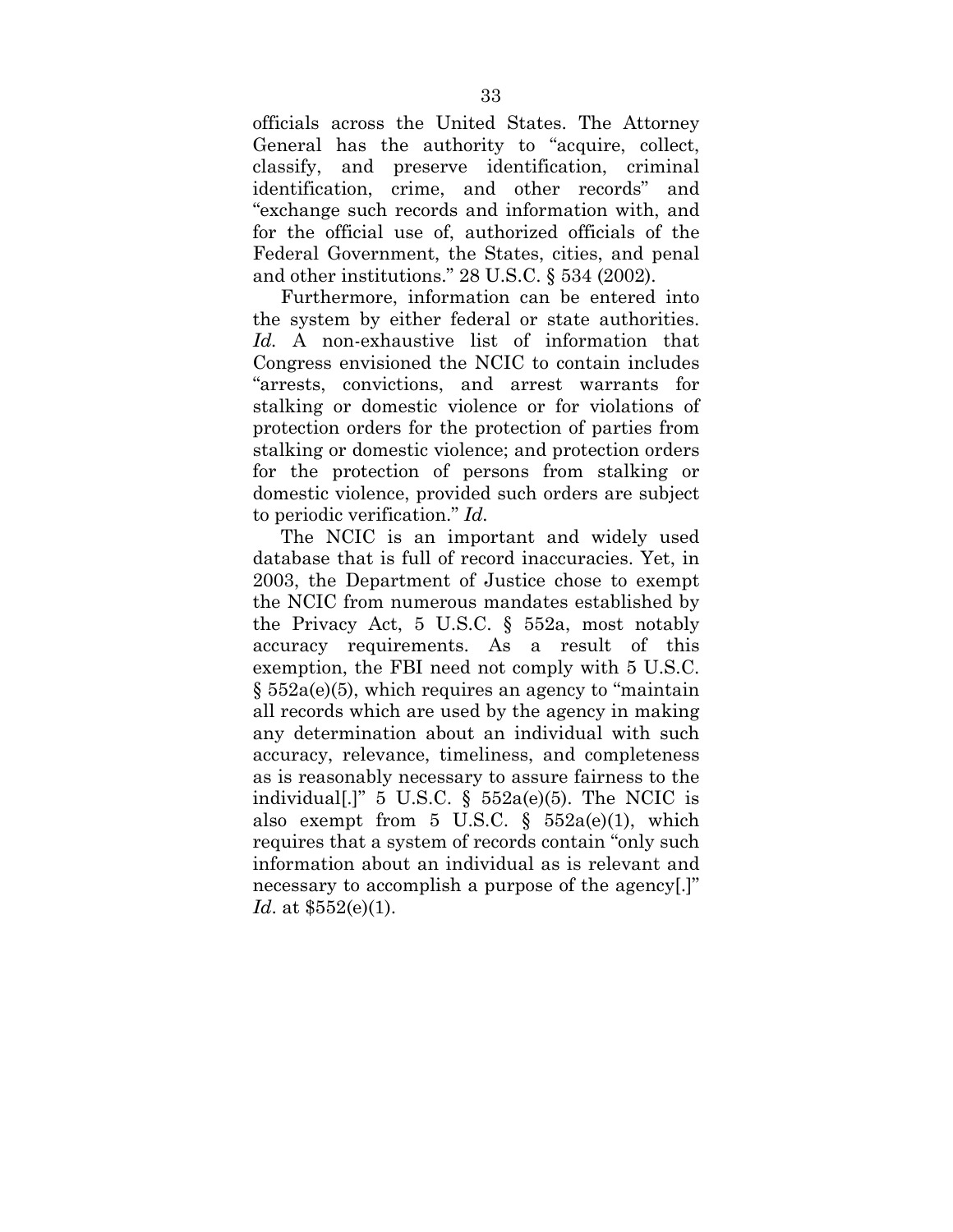officials across the United States. The Attorney General has the authority to "acquire, collect, classify, and preserve identification, criminal identification, crime, and other records" and "exchange such records and information with, and for the official use of, authorized officials of the Federal Government, the States, cities, and penal and other institutions." 28 U.S.C. § 534 (2002).

Furthermore, information can be entered into the system by either federal or state authorities. *Id.* A non-exhaustive list of information that Congress envisioned the NCIC to contain includes "arrests, convictions, and arrest warrants for stalking or domestic violence or for violations of protection orders for the protection of parties from stalking or domestic violence; and protection orders for the protection of persons from stalking or domestic violence, provided such orders are subject to periodic verification." *Id.*

The NCIC is an important and widely used database that is full of record inaccuracies. Yet, in 2003, the Department of Justice chose to exempt the NCIC from numerous mandates established by the Privacy Act, 5 U.S.C. § 552a, most notably accuracy requirements. As a result of this exemption, the FBI need not comply with 5 U.S.C. § 552a(e)(5), which requires an agency to "maintain all records which are used by the agency in making any determination about an individual with such accuracy, relevance, timeliness, and completeness as is reasonably necessary to assure fairness to the individual[.]" 5 U.S.C. § 552a(e)(5). The NCIC is also exempt from 5 U.S.C. § 552a(e)(1), which requires that a system of records contain "only such information about an individual as is relevant and necessary to accomplish a purpose of the agency[.]" *Id*. at $552(e)(1).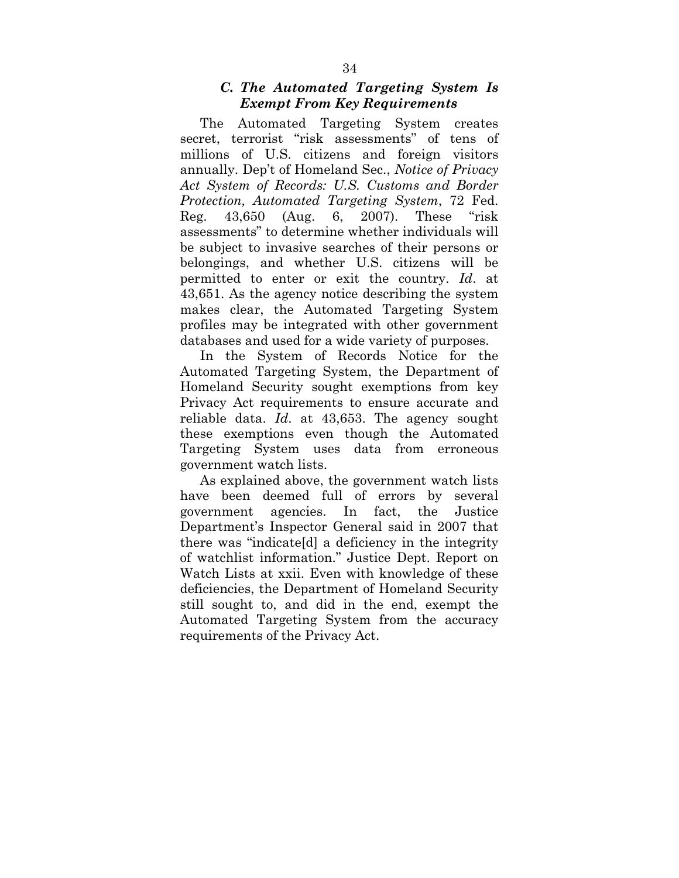### *C. The Automated Targeting System Is Exempt From Key Requirements*

The Automated Targeting System creates secret, terrorist "risk assessments" of tens of millions of U.S. citizens and foreign visitors annually. Dep't of Homeland Sec., *Notice of Privacy Act System of Records: U.S. Customs and Border Protection, Automated Targeting System*, 72 Fed. Reg. 43,650 (Aug. 6, 2007). These "risk assessments" to determine whether individuals will be subject to invasive searches of their persons or belongings, and whether U.S. citizens will be permitted to enter or exit the country. *Id*. at 43,651. As the agency notice describing the system makes clear, the Automated Targeting System profiles may be integrated with other government databases and used for a wide variety of purposes.

In the System of Records Notice for the Automated Targeting System, the Department of Homeland Security sought exemptions from key Privacy Act requirements to ensure accurate and reliable data. *Id*. at 43,653. The agency sought these exemptions even though the Automated Targeting System uses data from erroneous government watch lists.

As explained above, the government watch lists have been deemed full of errors by several government agencies. In fact, the Justice Department's Inspector General said in 2007 that there was "indicate[d] a deficiency in the integrity of watchlist information." Justice Dept. Report on Watch Lists at xxii. Even with knowledge of these deficiencies, the Department of Homeland Security still sought to, and did in the end, exempt the Automated Targeting System from the accuracy requirements of the Privacy Act.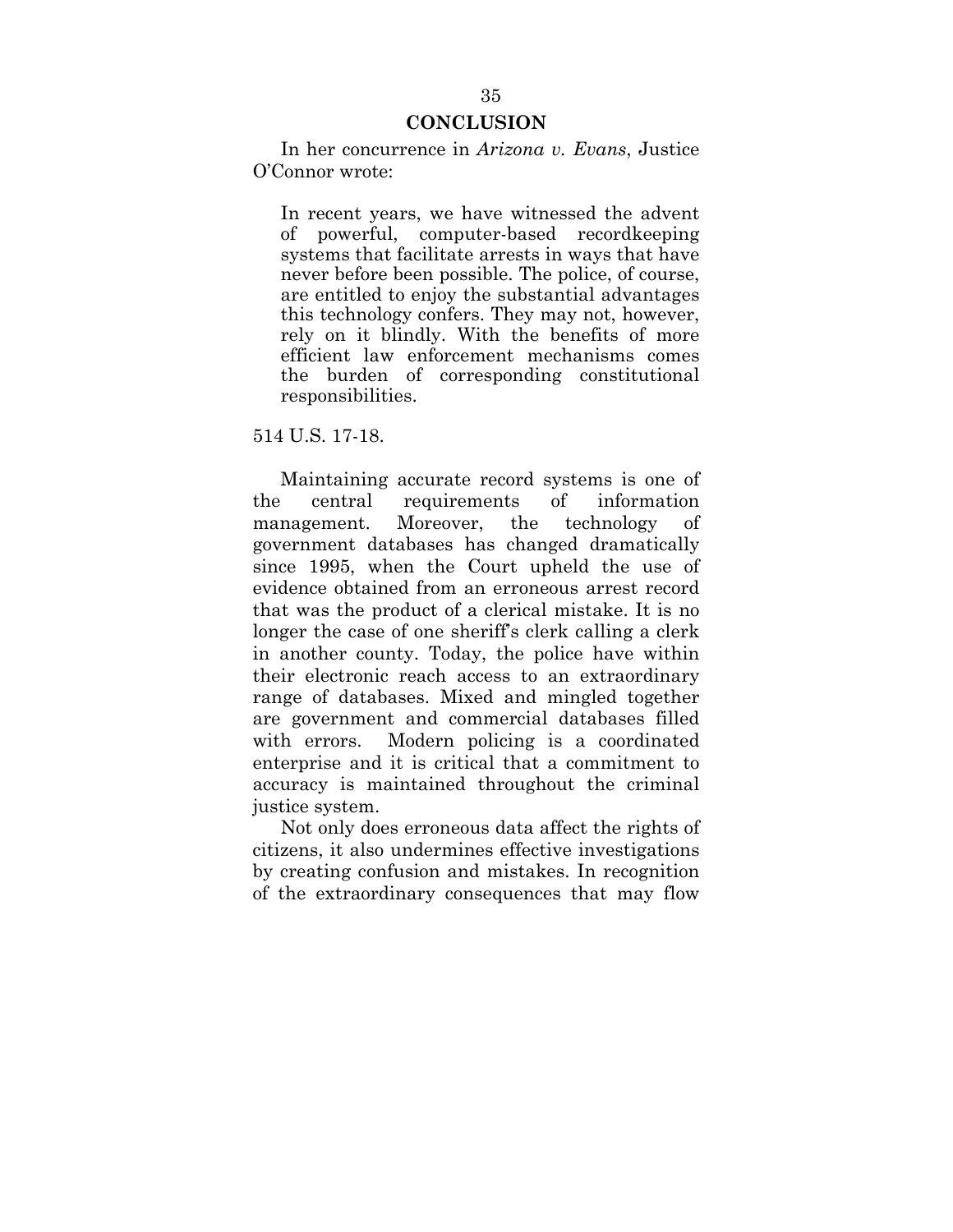## CONCLUSION

In her concurrence in *Arizona v. Evans*, Justice O'Connor wrote:

> In recent years, we have witnessed the advent of powerful, computer-based recordkeeping systems that facilitate arrests in ways that have never before been possible. The police, of course, are entitled to enjoy the substantial advantages this technology confers. They may not, however, rely on it blindly. With the benefits of more efficient law enforcement mechanisms comes the burden of corresponding constitutional responsibilities.

514 U.S. 17-18.

Maintaining accurate record systems is one of the central requirements of information management. Moreover, the technology of government databases has changed dramatically since 1995, when the Court upheld the use of evidence obtained from an erroneous arrest record that was the product of a clerical mistake. It is no longer the case of one sheriff's clerk calling a clerk in another county. Today, the police have within their electronic reach access to an extraordinary range of databases. Mixed and mingled together are government and commercial databases filled with errors. Modern policing is a coordinated enterprise and it is critical that a commitment to accuracy is maintained throughout the criminal justice system.

Not only does erroneous data affect the rights of citizens, it also undermines effective investigations by creating confusion and mistakes. In recognition of the extraordinary consequences that may flow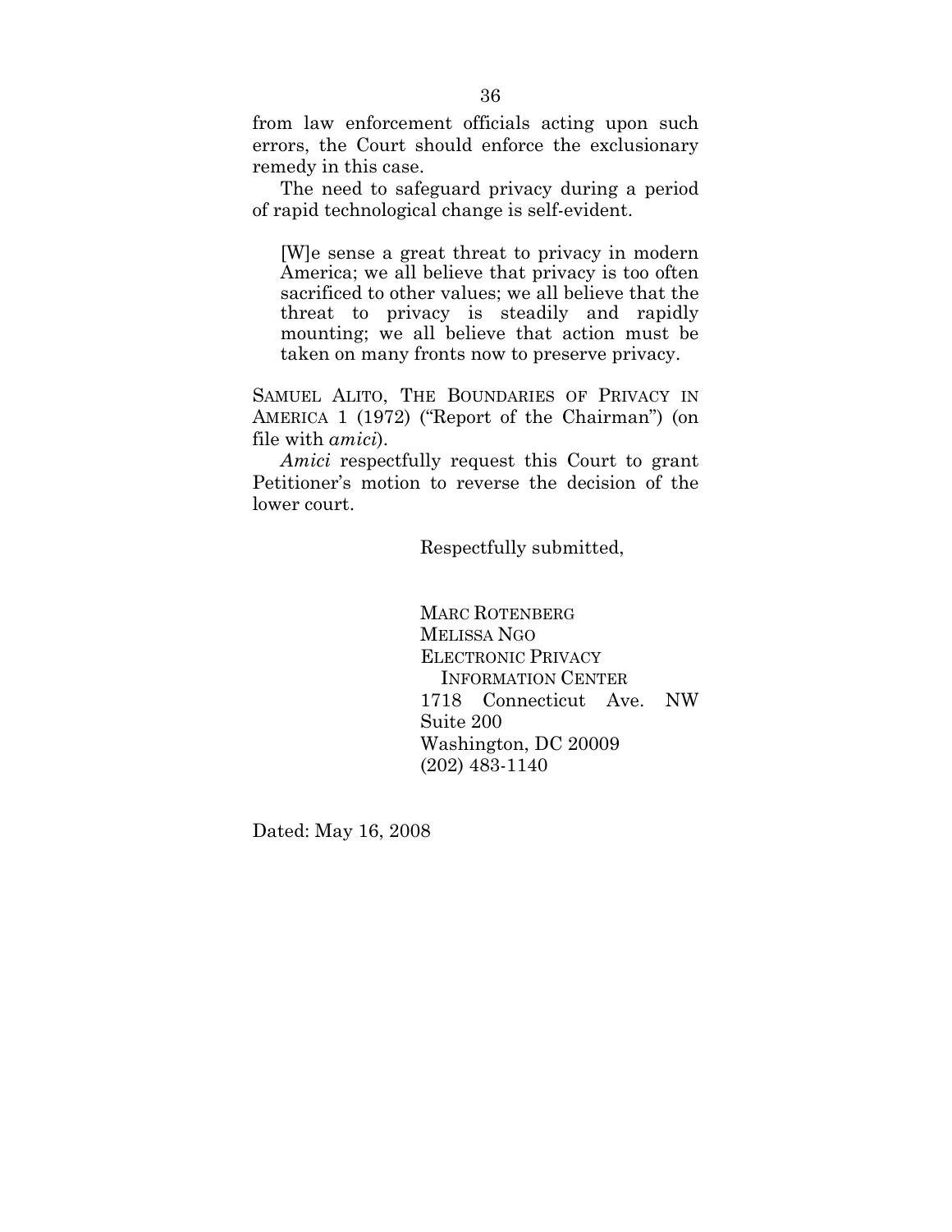from law enforcement officials acting upon such errors, the Court should enforce the exclusionary remedy in this case.

The need to safeguard privacy during a period of rapid technological change is self-evident.

> [W]e sense a great threat to privacy in modern America; we all believe that privacy is too often sacrificed to other values; we all believe that the threat to privacy is steadily and rapidly mounting; we all believe that action must be taken on many fronts now to preserve privacy.

SAMUEL ALITO, THE BOUNDARIES OF PRIVACY IN AMERICA 1 (1972) ("Report of the Chairman") (on file with *amici*).

*Amici* respectfully request this Court to grant Petitioner's motion to reverse the decision of the lower court.

Respectfully submitted,

MARC ROTENBERG
MELISSA NGO
ELECTRONIC PRIVACY INFORMATION CENTER
1718 Connecticut Ave. NW
Suite 200
Washington, DC 20009
(202) 483-1140

Dated: May 16, 2008